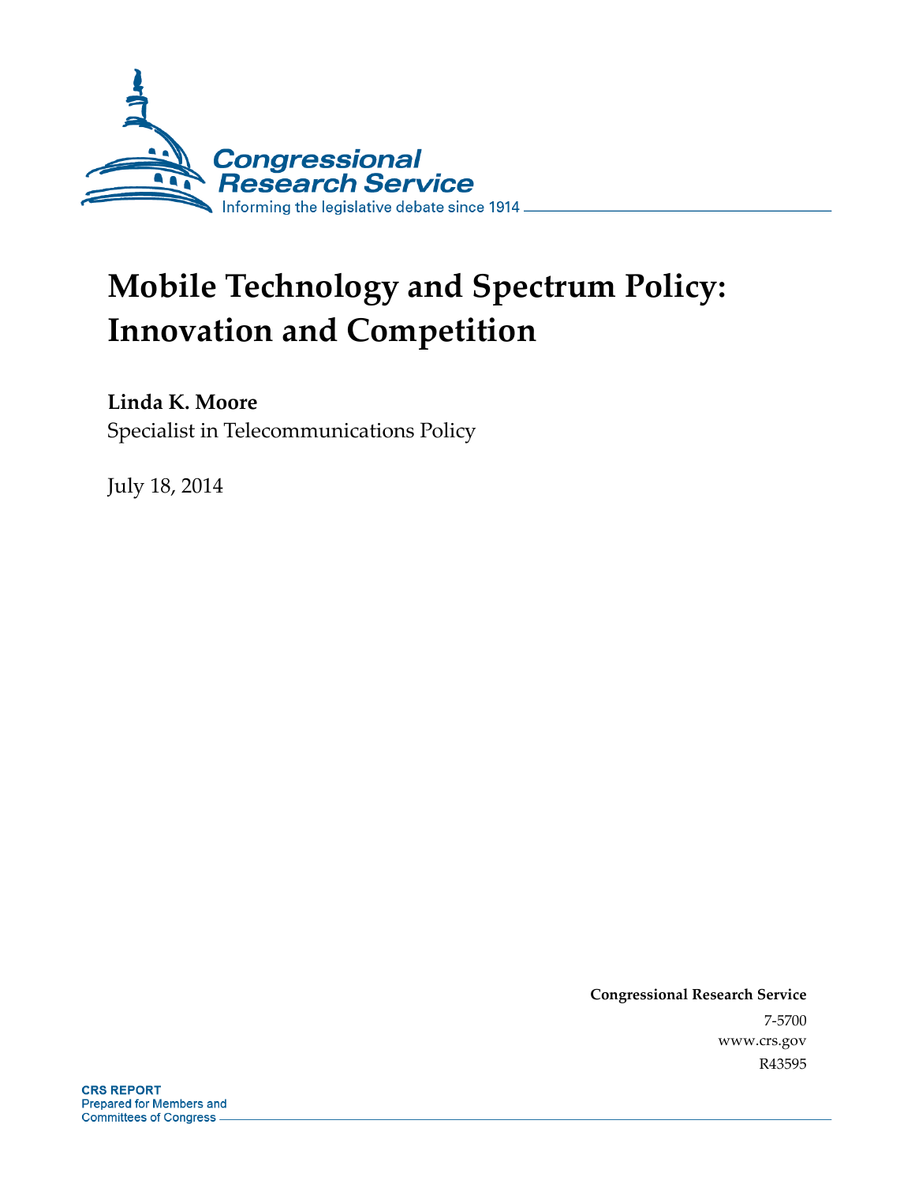Congressional Research Service

Informing the legislative debate since 1914

# Mobile Technology and Spectrum Policy: Innovation and Competition

**Linda K. Moore**

Specialist in Telecommunications Policy

July 18, 2014

**Congressional Research Service**

7-5700

www.crs.gov

R43595

**CRS REPORT**

Prepared for Members and Committees of Congress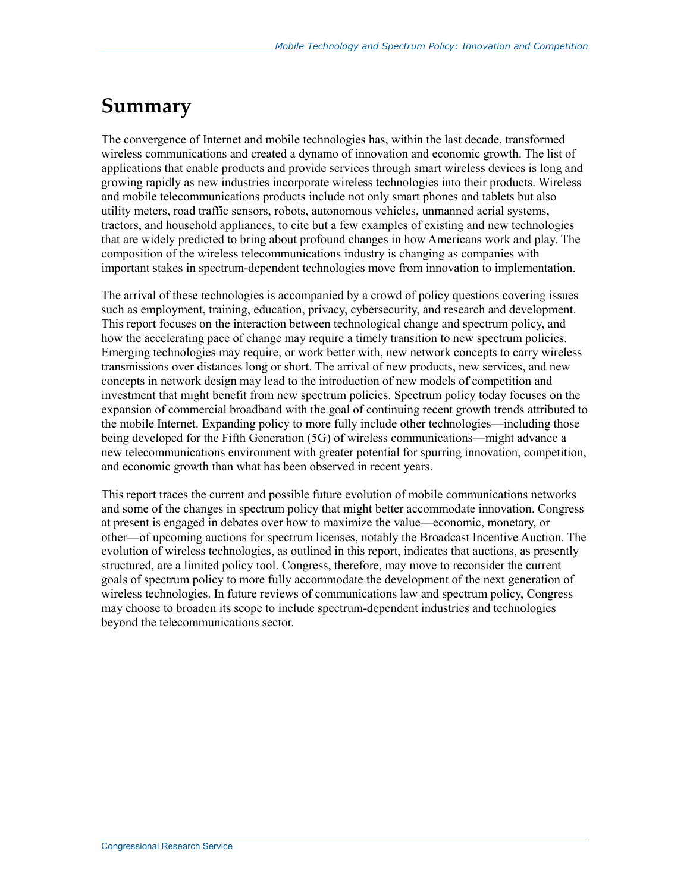# Summary

The convergence of Internet and mobile technologies has, within the last decade, transformed wireless communications and created a dynamo of innovation and economic growth. The list of applications that enable products and provide services through smart wireless devices is long and growing rapidly as new industries incorporate wireless technologies into their products. Wireless and mobile telecommunications products include not only smart phones and tablets but also utility meters, road traffic sensors, robots, autonomous vehicles, unmanned aerial systems, tractors, and household appliances, to cite but a few examples of existing and new technologies that are widely predicted to bring about profound changes in how Americans work and play. The composition of the wireless telecommunications industry is changing as companies with important stakes in spectrum-dependent technologies move from innovation to implementation.

The arrival of these technologies is accompanied by a crowd of policy questions covering issues such as employment, training, education, privacy, cybersecurity, and research and development. This report focuses on the interaction between technological change and spectrum policy, and how the accelerating pace of change may require a timely transition to new spectrum policies. Emerging technologies may require, or work better with, new network concepts to carry wireless transmissions over distances long or short. The arrival of new products, new services, and new concepts in network design may lead to the introduction of new models of competition and investment that might benefit from new spectrum policies. Spectrum policy today focuses on the expansion of commercial broadband with the goal of continuing recent growth trends attributed to the mobile Internet. Expanding policy to more fully include other technologies—including those being developed for the Fifth Generation (5G) of wireless communications—might advance a new telecommunications environment with greater potential for spurring innovation, competition, and economic growth than what has been observed in recent years.

This report traces the current and possible future evolution of mobile communications networks and some of the changes in spectrum policy that might better accommodate innovation. Congress at present is engaged in debates over how to maximize the value—economic, monetary, or other—of upcoming auctions for spectrum licenses, notably the Broadcast Incentive Auction. The evolution of wireless technologies, as outlined in this report, indicates that auctions, as presently structured, are a limited policy tool. Congress, therefore, may move to reconsider the current goals of spectrum policy to more fully accommodate the development of the next generation of wireless technologies. In future reviews of communications law and spectrum policy, Congress may choose to broaden its scope to include spectrum-dependent industries and technologies beyond the telecommunications sector.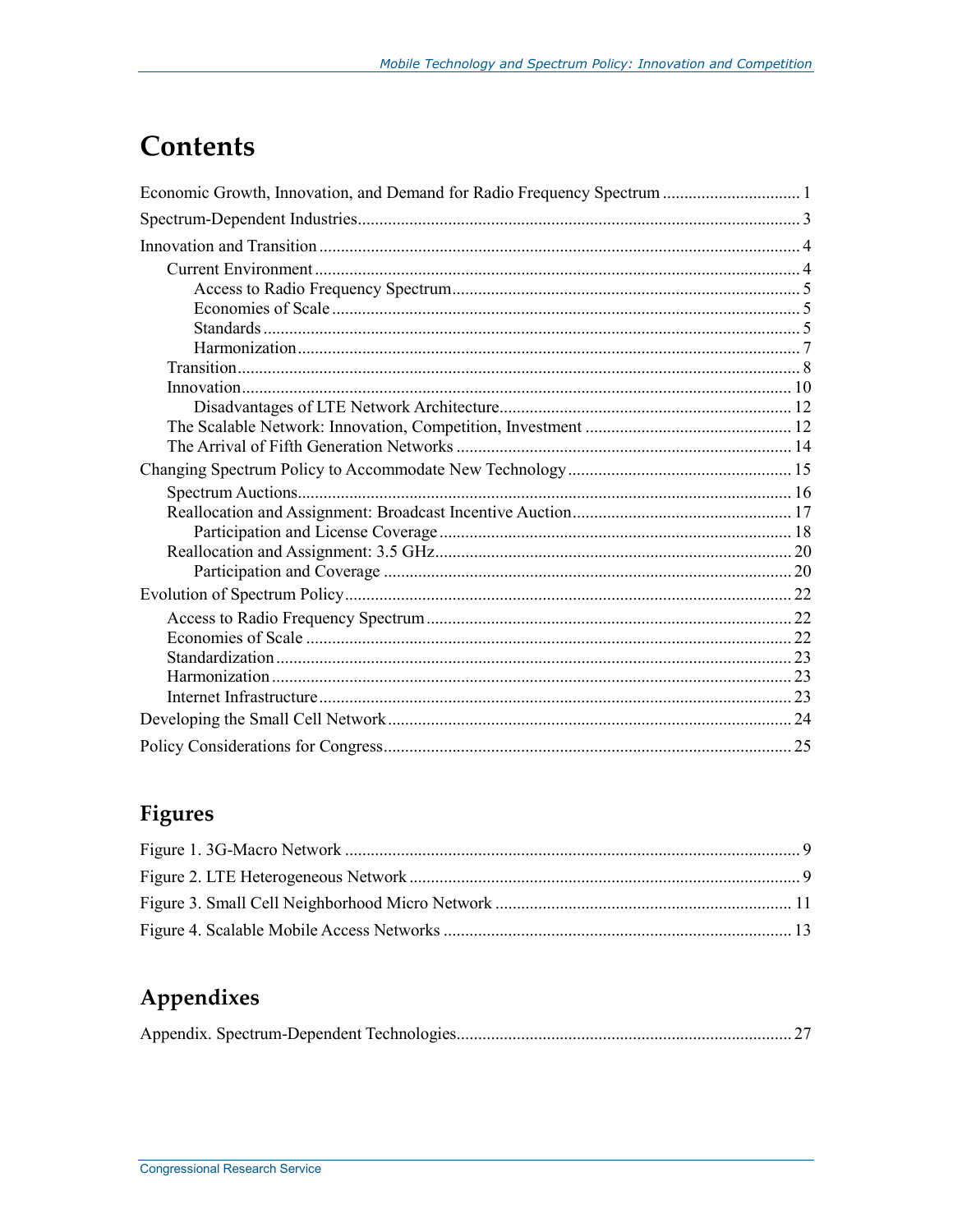# Contents

Economic Growth, Innovation, and Demand for Radio Frequency Spectrum ................................ 1

Spectrum-Dependent Industries ........................................................................................ 3

Innovation and Transition .................................................................................................. 4

- Current Environment ...................................................................................................... 4
  - Access to Radio Frequency Spectrum ......................................................................... 5
  - Economies of Scale ..................................................................................................... 5
  - Standards .................................................................................................................... 5
  - Harmonization ............................................................................................................ 7
- Transition ........................................................................................................................ 8
- Innovation ..................................................................................................................... 10
  - Disadvantages of LTE Network Architecture ............................................................ 12
- The Scalable Network: Innovation, Competition, Investment ........................................ 12
- The Arrival of Fifth Generation Networks ..................................................................... 14

Changing Spectrum Policy to Accommodate New Technology .......................................... 15

- Spectrum Auctions ......................................................................................................... 16
- Reallocation and Assignment: Broadcast Incentive Auction .......................................... 17
  - Participation and License Coverage ........................................................................... 18
- Reallocation and Assignment: 3.5 GHz .......................................................................... 20
  - Participation and Coverage ........................................................................................ 20

Evolution of Spectrum Policy ............................................................................................ 22

- Access to Radio Frequency Spectrum ............................................................................ 22
- Economies of Scale ........................................................................................................ 22
- Standardization .............................................................................................................. 23
- Harmonization ................................................................................................................ 23
- Internet Infrastructure ..................................................................................................... 23

Developing the Small Cell Network .................................................................................. 24

Policy Considerations for Congress ................................................................................... 25

## Figures

Figure 1. 3G-Macro Network ................................................................................................ 9

Figure 2. LTE Heterogeneous Network ................................................................................. 9

Figure 3. Small Cell Neighborhood Micro Network ............................................................ 11

Figure 4. Scalable Mobile Access Networks ........................................................................ 13

## Appendixes

Appendix. Spectrum-Dependent Technologies ..................................................................... 27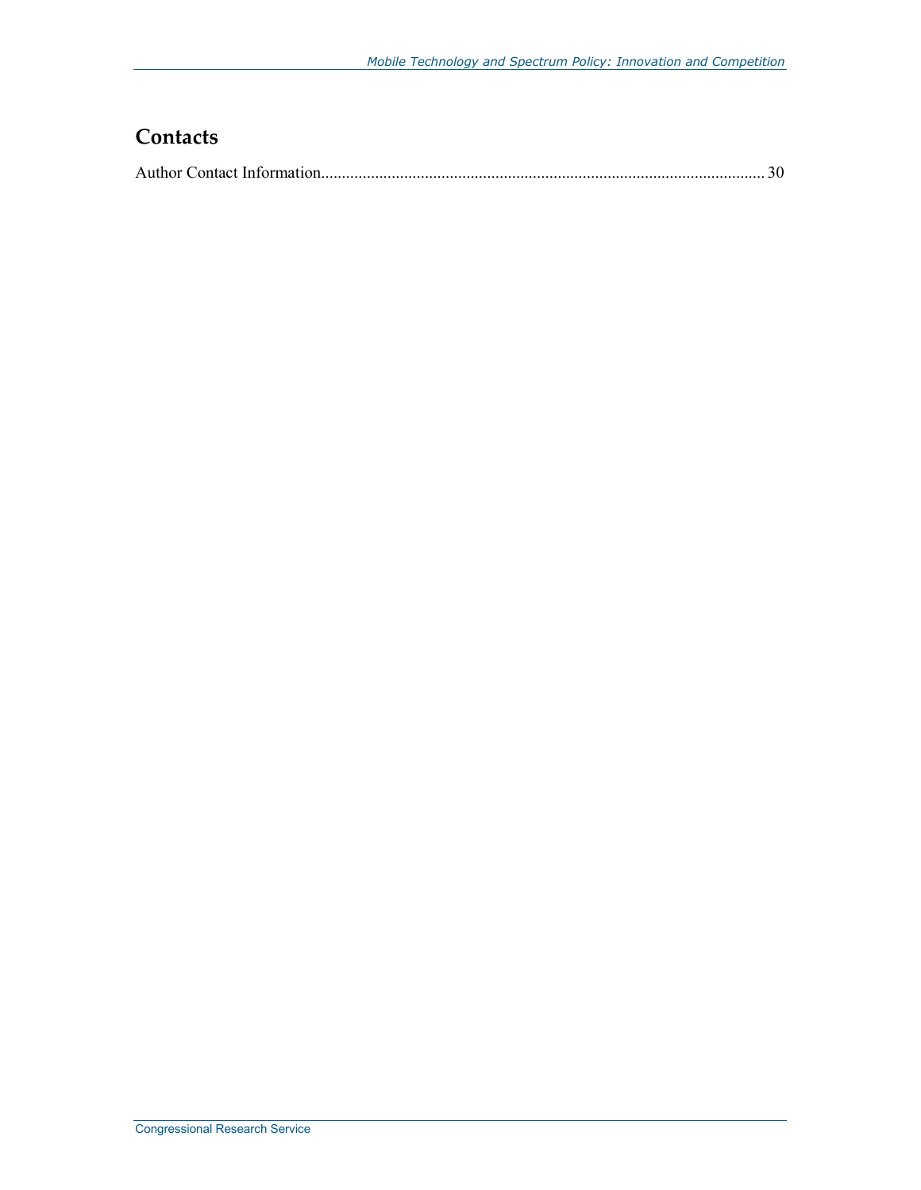## Contacts

Author Contact Information........................................................................................................... 30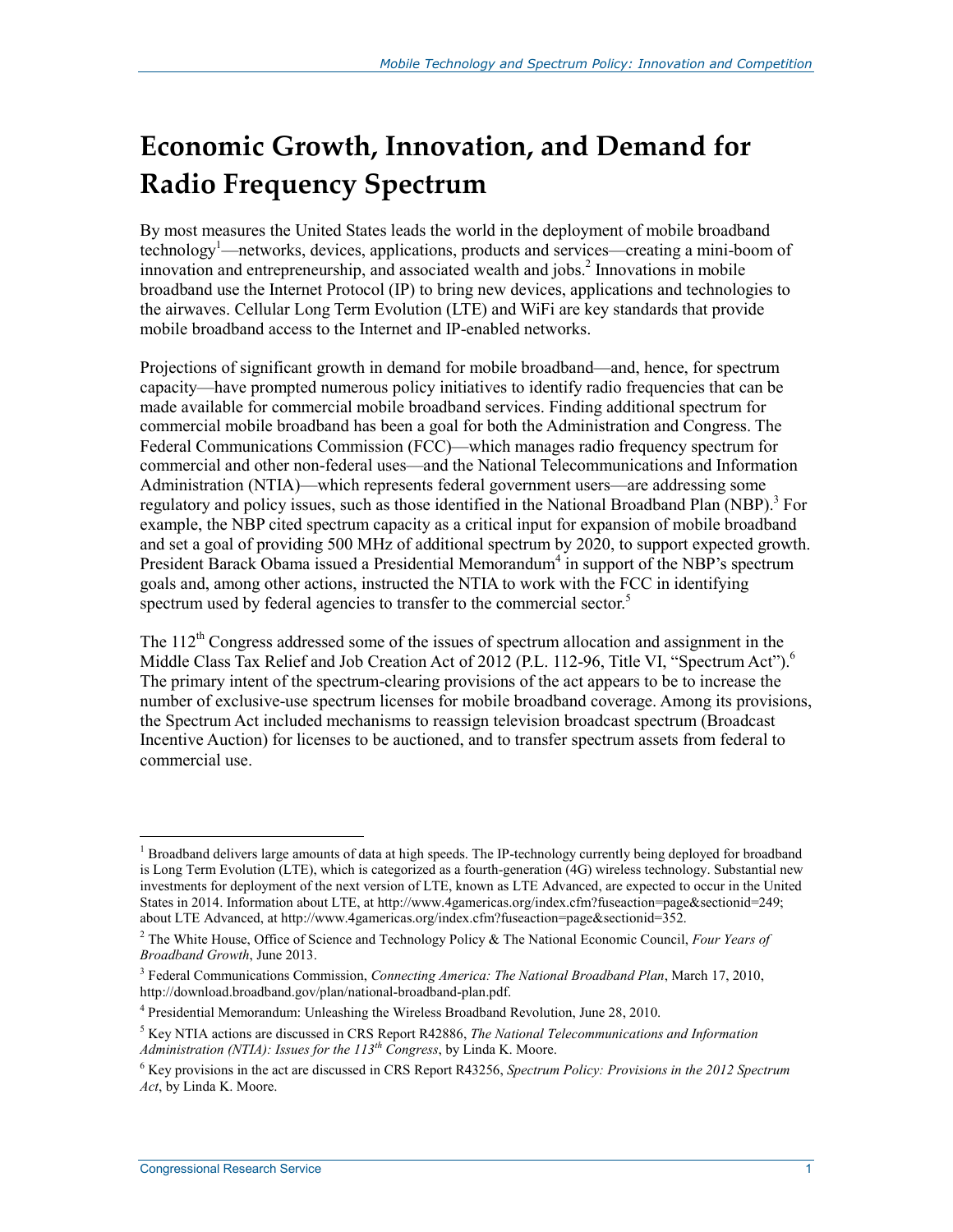# Economic Growth, Innovation, and Demand for Radio Frequency Spectrum

By most measures the United States leads the world in the deployment of mobile broadband technology[1]—networks, devices, applications, products and services—creating a mini-boom of innovation and entrepreneurship, and associated wealth and jobs.[2] Innovations in mobile broadband use the Internet Protocol (IP) to bring new devices, applications and technologies to the airwaves. Cellular Long Term Evolution (LTE) and WiFi are key standards that provide mobile broadband access to the Internet and IP-enabled networks.

Projections of significant growth in demand for mobile broadband—and, hence, for spectrum capacity—have prompted numerous policy initiatives to identify radio frequencies that can be made available for commercial mobile broadband services. Finding additional spectrum for commercial mobile broadband has been a goal for both the Administration and Congress. The Federal Communications Commission (FCC)—which manages radio frequency spectrum for commercial and other non-federal uses—and the National Telecommunications and Information Administration (NTIA)—which represents federal government users—are addressing some regulatory and policy issues, such as those identified in the National Broadband Plan (NBP).[3] For example, the NBP cited spectrum capacity as a critical input for expansion of mobile broadband and set a goal of providing 500 MHz of additional spectrum by 2020, to support expected growth. President Barack Obama issued a Presidential Memorandum[4] in support of the NBP's spectrum goals and, among other actions, instructed the NTIA to work with the FCC in identifying spectrum used by federal agencies to transfer to the commercial sector.[5]

The 112th Congress addressed some of the issues of spectrum allocation and assignment in the Middle Class Tax Relief and Job Creation Act of 2012 (P.L. 112-96, Title VI, "Spectrum Act").[6] The primary intent of the spectrum-clearing provisions of the act appears to be to increase the number of exclusive-use spectrum licenses for mobile broadband coverage. Among its provisions, the Spectrum Act included mechanisms to reassign television broadcast spectrum (Broadcast Incentive Auction) for licenses to be auctioned, and to transfer spectrum assets from federal to commercial use.

---

[1] Broadband delivers large amounts of data at high speeds. The IP-technology currently being deployed for broadband is Long Term Evolution (LTE), which is categorized as a fourth-generation (4G) wireless technology. Substantial new investments for deployment of the next version of LTE, known as LTE Advanced, are expected to occur in the United States in 2014. Information about LTE, at http://www.4gamericas.org/index.cfm?fuseaction=page&sectionid=249; about LTE Advanced, at http://www.4gamericas.org/index.cfm?fuseaction=page&sectionid=352.

[2] The White House, Office of Science and Technology Policy & The National Economic Council, *Four Years of Broadband Growth*, June 2013.

[3] Federal Communications Commission, *Connecting America: The National Broadband Plan*, March 17, 2010, http://download.broadband.gov/plan/national-broadband-plan.pdf.

[4] Presidential Memorandum: Unleashing the Wireless Broadband Revolution, June 28, 2010.

[5] Key NTIA actions are discussed in CRS Report R42886, *The National Telecommunications and Information Administration (NTIA): Issues for the 113th Congress*, by Linda K. Moore.

[6] Key provisions in the act are discussed in CRS Report R43256, *Spectrum Policy: Provisions in the 2012 Spectrum Act*, by Linda K. Moore.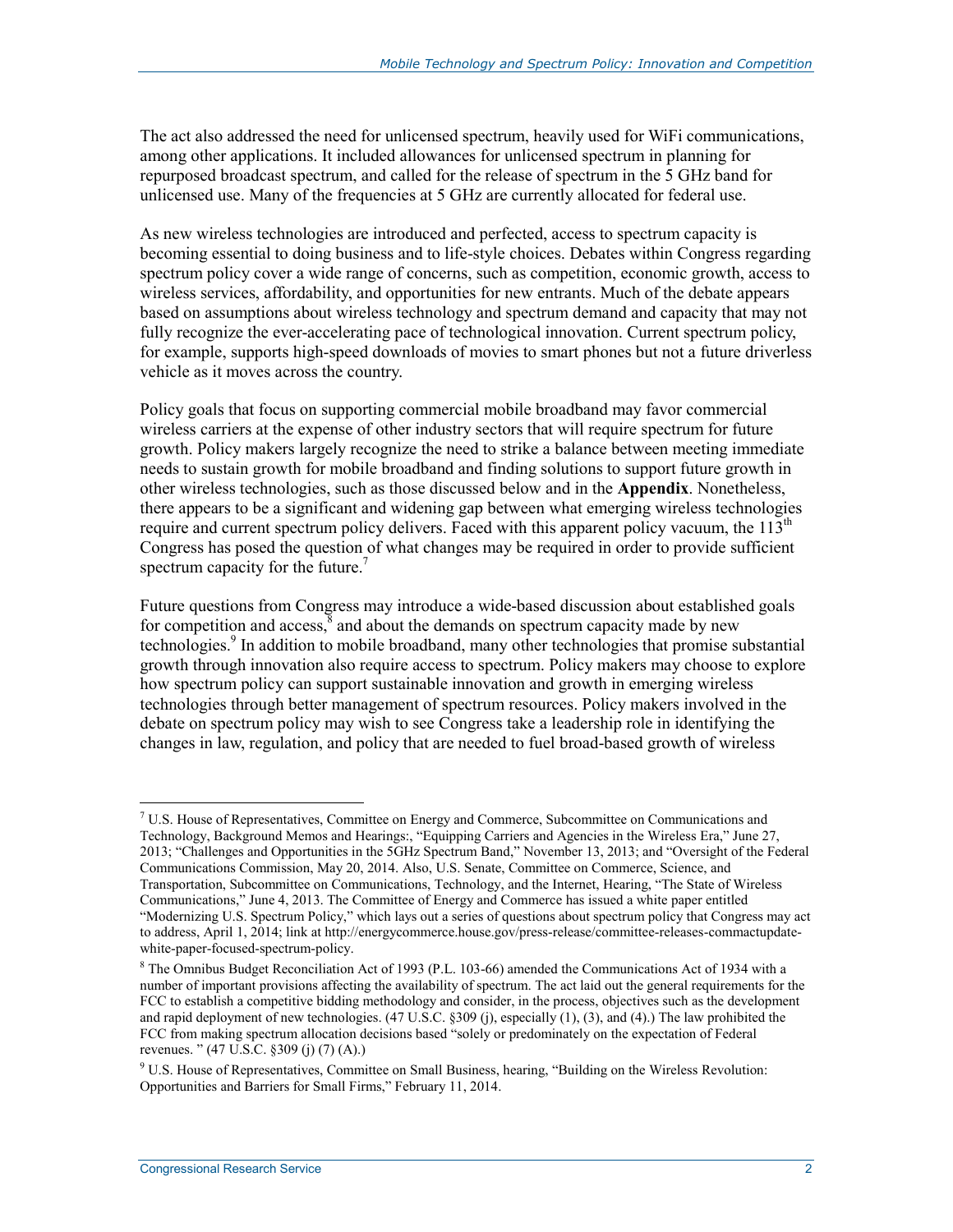The act also addressed the need for unlicensed spectrum, heavily used for WiFi communications, among other applications. It included allowances for unlicensed spectrum in planning for repurposed broadcast spectrum, and called for the release of spectrum in the 5 GHz band for unlicensed use. Many of the frequencies at 5 GHz are currently allocated for federal use.

As new wireless technologies are introduced and perfected, access to spectrum capacity is becoming essential to doing business and to life-style choices. Debates within Congress regarding spectrum policy cover a wide range of concerns, such as competition, economic growth, access to wireless services, affordability, and opportunities for new entrants. Much of the debate appears based on assumptions about wireless technology and spectrum demand and capacity that may not fully recognize the ever-accelerating pace of technological innovation. Current spectrum policy, for example, supports high-speed downloads of movies to smart phones but not a future driverless vehicle as it moves across the country.

Policy goals that focus on supporting commercial mobile broadband may favor commercial wireless carriers at the expense of other industry sectors that will require spectrum for future growth. Policy makers largely recognize the need to strike a balance between meeting immediate needs to sustain growth for mobile broadband and finding solutions to support future growth in other wireless technologies, such as those discussed below and in the **Appendix**. Nonetheless, there appears to be a significant and widening gap between what emerging wireless technologies require and current spectrum policy delivers. Faced with this apparent policy vacuum, the 113th Congress has posed the question of what changes may be required in order to provide sufficient spectrum capacity for the future.[7]

Future questions from Congress may introduce a wide-based discussion about established goals for competition and access,[8] and about the demands on spectrum capacity made by new technologies.[9] In addition to mobile broadband, many other technologies that promise substantial growth through innovation also require access to spectrum. Policy makers may choose to explore how spectrum policy can support sustainable innovation and growth in emerging wireless technologies through better management of spectrum resources. Policy makers involved in the debate on spectrum policy may wish to see Congress take a leadership role in identifying the changes in law, regulation, and policy that are needed to fuel broad-based growth of wireless

---

[7] U.S. House of Representatives, Committee on Energy and Commerce, Subcommittee on Communications and Technology, Background Memos and Hearings:, "Equipping Carriers and Agencies in the Wireless Era," June 27, 2013; "Challenges and Opportunities in the 5GHz Spectrum Band," November 13, 2013; and "Oversight of the Federal Communications Commission, May 20, 2014. Also, U.S. Senate, Committee on Commerce, Science, and Transportation, Subcommittee on Communications, Technology, and the Internet, Hearing, "The State of Wireless Communications," June 4, 2013. The Committee of Energy and Commerce has issued a white paper entitled "Modernizing U.S. Spectrum Policy," which lays out a series of questions about spectrum policy that Congress may act to address, April 1, 2014; link at http://energycommerce.house.gov/press-release/committee-releases-commactupdate-white-paper-focused-spectrum-policy.

[8] The Omnibus Budget Reconciliation Act of 1993 (P.L. 103-66) amended the Communications Act of 1934 with a number of important provisions affecting the availability of spectrum. The act laid out the general requirements for the FCC to establish a competitive bidding methodology and consider, in the process, objectives such as the development and rapid deployment of new technologies. (47 U.S.C. §309 (j), especially (1), (3), and (4).) The law prohibited the FCC from making spectrum allocation decisions based "solely or predominately on the expectation of Federal revenues. " (47 U.S.C. §309 (j) (7) (A).)

[9] U.S. House of Representatives, Committee on Small Business, hearing, "Building on the Wireless Revolution: Opportunities and Barriers for Small Firms," February 11, 2014.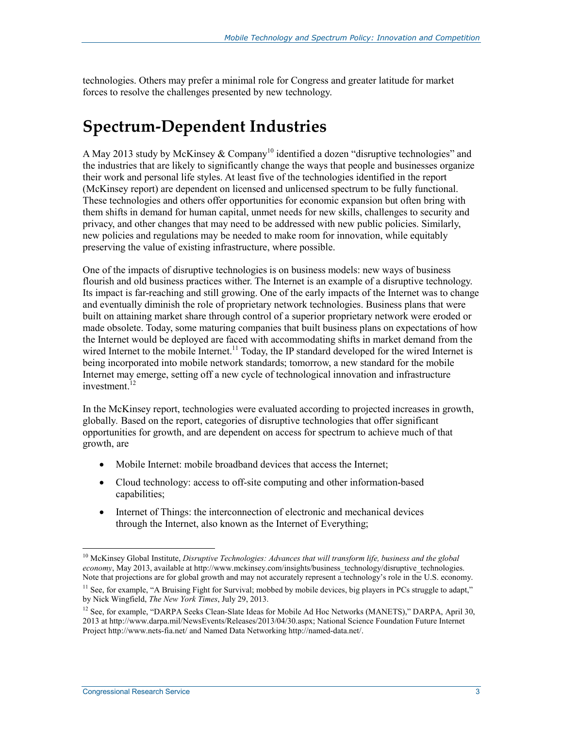technologies. Others may prefer a minimal role for Congress and greater latitude for market forces to resolve the challenges presented by new technology.

# Spectrum-Dependent Industries

A May 2013 study by McKinsey & Company[10] identified a dozen "disruptive technologies" and the industries that are likely to significantly change the ways that people and businesses organize their work and personal life styles. At least five of the technologies identified in the report (McKinsey report) are dependent on licensed and unlicensed spectrum to be fully functional. These technologies and others offer opportunities for economic expansion but often bring with them shifts in demand for human capital, unmet needs for new skills, challenges to security and privacy, and other changes that may need to be addressed with new public policies. Similarly, new policies and regulations may be needed to make room for innovation, while equitably preserving the value of existing infrastructure, where possible.

One of the impacts of disruptive technologies is on business models: new ways of business flourish and old business practices wither. The Internet is an example of a disruptive technology. Its impact is far-reaching and still growing. One of the early impacts of the Internet was to change and eventually diminish the role of proprietary network technologies. Business plans that were built on attaining market share through control of a superior proprietary network were eroded or made obsolete. Today, some maturing companies that built business plans on expectations of how the Internet would be deployed are faced with accommodating shifts in market demand from the wired Internet to the mobile Internet.[11] Today, the IP standard developed for the wired Internet is being incorporated into mobile network standards; tomorrow, a new standard for the mobile Internet may emerge, setting off a new cycle of technological innovation and infrastructure investment.[12]

In the McKinsey report, technologies were evaluated according to projected increases in growth, globally. Based on the report, categories of disruptive technologies that offer significant opportunities for growth, and are dependent on access for spectrum to achieve much of that growth, are

- Mobile Internet: mobile broadband devices that access the Internet;
- Cloud technology: access to off-site computing and other information-based capabilities;
- Internet of Things: the interconnection of electronic and mechanical devices through the Internet, also known as the Internet of Everything;

---

[10] McKinsey Global Institute, *Disruptive Technologies: Advances that will transform life, business and the global economy*, May 2013, available at http://www.mckinsey.com/insights/business_technology/disruptive_technologies. Note that projections are for global growth and may not accurately represent a technology's role in the U.S. economy.

[11] See, for example, "A Bruising Fight for Survival; mobbed by mobile devices, big players in PCs struggle to adapt," by Nick Wingfield, *The New York Times*, July 29, 2013.

[12] See, for example, "DARPA Seeks Clean-Slate Ideas for Mobile Ad Hoc Networks (MANETS)," DARPA, April 30, 2013 at http://www.darpa.mil/NewsEvents/Releases/2013/04/30.aspx; National Science Foundation Future Internet Project http://www.nets-fia.net/ and Named Data Networking http://named-data.net/.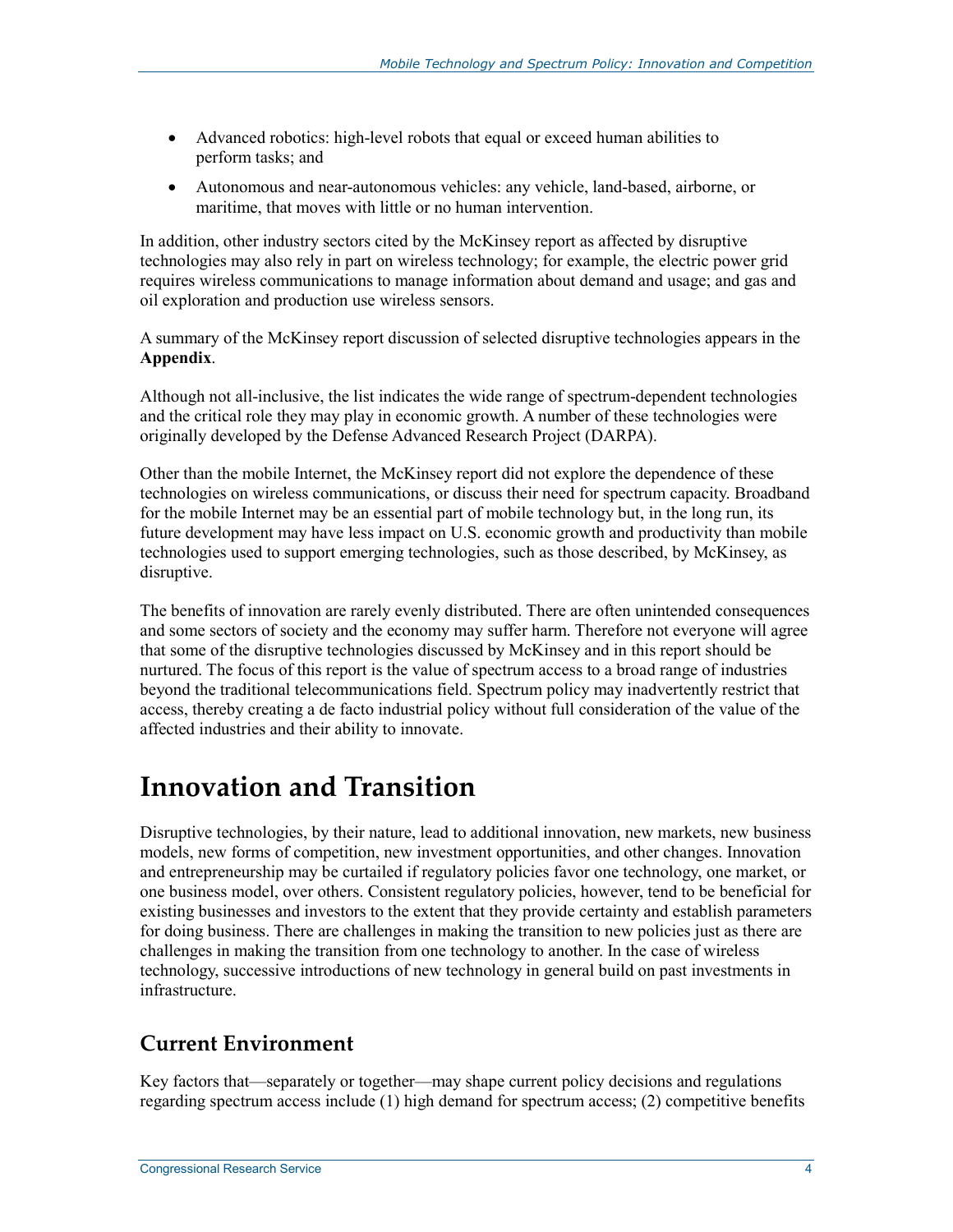- Advanced robotics: high-level robots that equal or exceed human abilities to perform tasks; and
- Autonomous and near-autonomous vehicles: any vehicle, land-based, airborne, or maritime, that moves with little or no human intervention.

In addition, other industry sectors cited by the McKinsey report as affected by disruptive technologies may also rely in part on wireless technology; for example, the electric power grid requires wireless communications to manage information about demand and usage; and gas and oil exploration and production use wireless sensors.

A summary of the McKinsey report discussion of selected disruptive technologies appears in the **Appendix**.

Although not all-inclusive, the list indicates the wide range of spectrum-dependent technologies and the critical role they may play in economic growth. A number of these technologies were originally developed by the Defense Advanced Research Project (DARPA).

Other than the mobile Internet, the McKinsey report did not explore the dependence of these technologies on wireless communications, or discuss their need for spectrum capacity. Broadband for the mobile Internet may be an essential part of mobile technology but, in the long run, its future development may have less impact on U.S. economic growth and productivity than mobile technologies used to support emerging technologies, such as those described, by McKinsey, as disruptive.

The benefits of innovation are rarely evenly distributed. There are often unintended consequences and some sectors of society and the economy may suffer harm. Therefore not everyone will agree that some of the disruptive technologies discussed by McKinsey and in this report should be nurtured. The focus of this report is the value of spectrum access to a broad range of industries beyond the traditional telecommunications field. Spectrum policy may inadvertently restrict that access, thereby creating a de facto industrial policy without full consideration of the value of the affected industries and their ability to innovate.

# Innovation and Transition

Disruptive technologies, by their nature, lead to additional innovation, new markets, new business models, new forms of competition, new investment opportunities, and other changes. Innovation and entrepreneurship may be curtailed if regulatory policies favor one technology, one market, or one business model, over others. Consistent regulatory policies, however, tend to be beneficial for existing businesses and investors to the extent that they provide certainty and establish parameters for doing business. There are challenges in making the transition to new policies just as there are challenges in making the transition from one technology to another. In the case of wireless technology, successive introductions of new technology in general build on past investments in infrastructure.

## Current Environment

Key factors that—separately or together—may shape current policy decisions and regulations regarding spectrum access include (1) high demand for spectrum access; (2) competitive benefits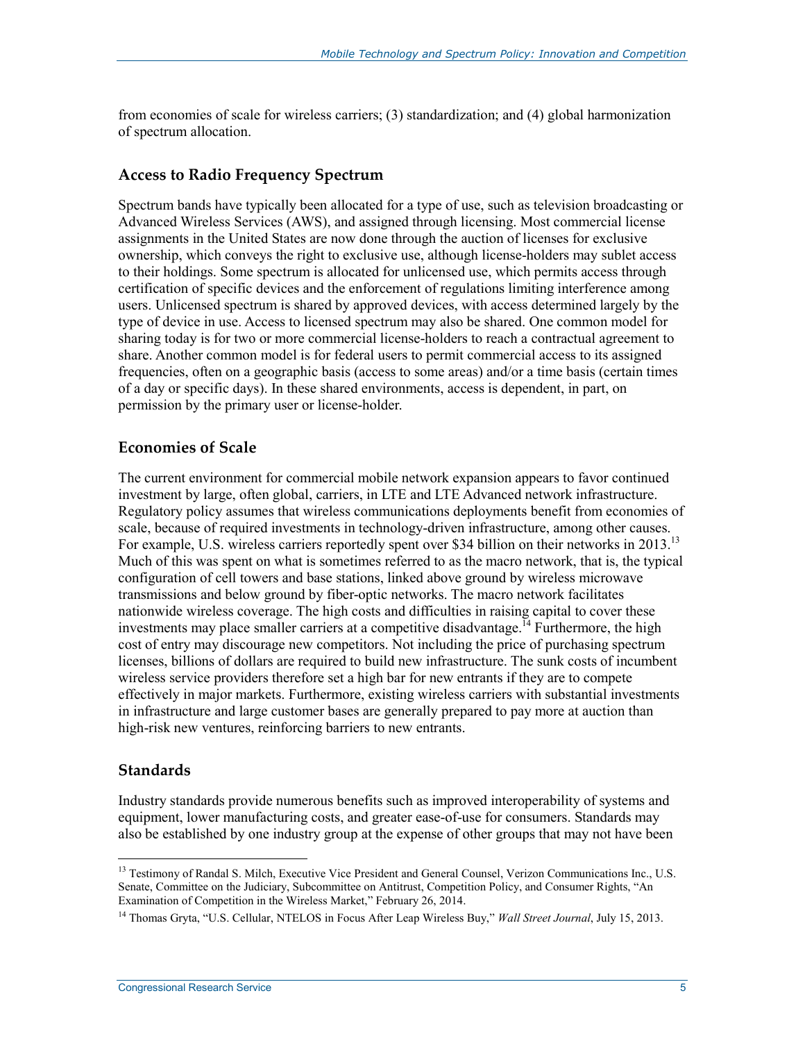from economies of scale for wireless carriers; (3) standardization; and (4) global harmonization of spectrum allocation.

### Access to Radio Frequency Spectrum

Spectrum bands have typically been allocated for a type of use, such as television broadcasting or Advanced Wireless Services (AWS), and assigned through licensing. Most commercial license assignments in the United States are now done through the auction of licenses for exclusive ownership, which conveys the right to exclusive use, although license-holders may sublet access to their holdings. Some spectrum is allocated for unlicensed use, which permits access through certification of specific devices and the enforcement of regulations limiting interference among users. Unlicensed spectrum is shared by approved devices, with access determined largely by the type of device in use. Access to licensed spectrum may also be shared. One common model for sharing today is for two or more commercial license-holders to reach a contractual agreement to share. Another common model is for federal users to permit commercial access to its assigned frequencies, often on a geographic basis (access to some areas) and/or a time basis (certain times of a day or specific days). In these shared environments, access is dependent, in part, on permission by the primary user or license-holder.

### Economies of Scale

The current environment for commercial mobile network expansion appears to favor continued investment by large, often global, carriers, in LTE and LTE Advanced network infrastructure. Regulatory policy assumes that wireless communications deployments benefit from economies of scale, because of required investments in technology-driven infrastructure, among other causes. For example, U.S. wireless carriers reportedly spent over $34 billion on their networks in 2013.[13] Much of this was spent on what is sometimes referred to as the macro network, that is, the typical configuration of cell towers and base stations, linked above ground by wireless microwave transmissions and below ground by fiber-optic networks. The macro network facilitates nationwide wireless coverage. The high costs and difficulties in raising capital to cover these investments may place smaller carriers at a competitive disadvantage.[14] Furthermore, the high cost of entry may discourage new competitors. Not including the price of purchasing spectrum licenses, billions of dollars are required to build new infrastructure. The sunk costs of incumbent wireless service providers therefore set a high bar for new entrants if they are to compete effectively in major markets. Furthermore, existing wireless carriers with substantial investments in infrastructure and large customer bases are generally prepared to pay more at auction than high-risk new ventures, reinforcing barriers to new entrants.

### Standards

Industry standards provide numerous benefits such as improved interoperability of systems and equipment, lower manufacturing costs, and greater ease-of-use for consumers. Standards may also be established by one industry group at the expense of other groups that may not have been

---

[13] Testimony of Randal S. Milch, Executive Vice President and General Counsel, Verizon Communications Inc., U.S. Senate, Committee on the Judiciary, Subcommittee on Antitrust, Competition Policy, and Consumer Rights, "An Examination of Competition in the Wireless Market," February 26, 2014.

[14] Thomas Gryta, "U.S. Cellular, NTELOS in Focus After Leap Wireless Buy," *Wall Street Journal*, July 15, 2013.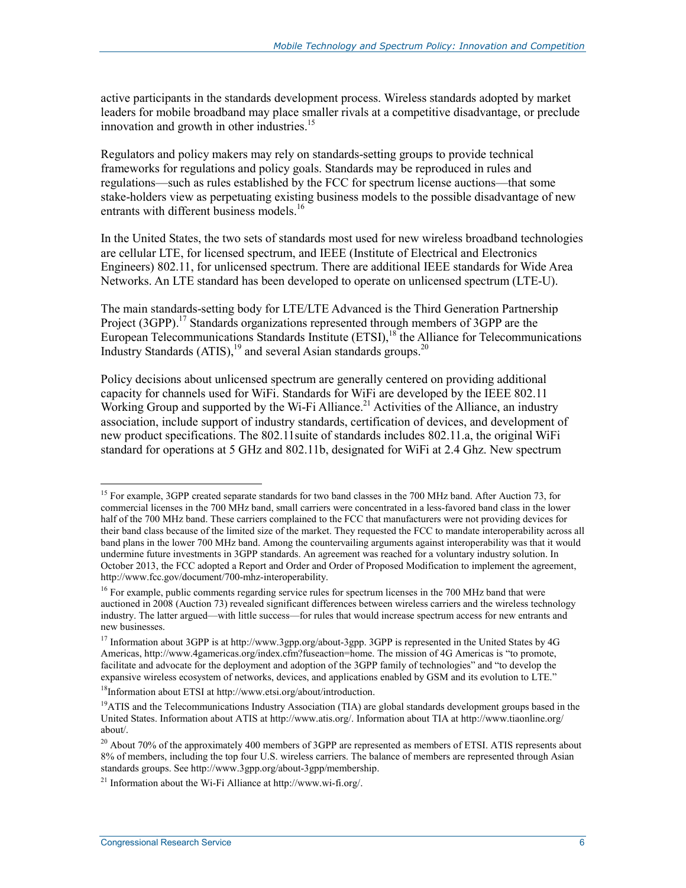active participants in the standards development process. Wireless standards adopted by market leaders for mobile broadband may place smaller rivals at a competitive disadvantage, or preclude innovation and growth in other industries.[15]

Regulators and policy makers may rely on standards-setting groups to provide technical frameworks for regulations and policy goals. Standards may be reproduced in rules and regulations—such as rules established by the FCC for spectrum license auctions—that some stake-holders view as perpetuating existing business models to the possible disadvantage of new entrants with different business models.[16]

In the United States, the two sets of standards most used for new wireless broadband technologies are cellular LTE, for licensed spectrum, and IEEE (Institute of Electrical and Electronics Engineers) 802.11, for unlicensed spectrum. There are additional IEEE standards for Wide Area Networks. An LTE standard has been developed to operate on unlicensed spectrum (LTE-U).

The main standards-setting body for LTE/LTE Advanced is the Third Generation Partnership Project (3GPP).[17] Standards organizations represented through members of 3GPP are the European Telecommunications Standards Institute (ETSI),[18] the Alliance for Telecommunications Industry Standards (ATIS),[19] and several Asian standards groups.[20]

Policy decisions about unlicensed spectrum are generally centered on providing additional capacity for channels used for WiFi. Standards for WiFi are developed by the IEEE 802.11 Working Group and supported by the Wi-Fi Alliance.[21] Activities of the Alliance, an industry association, include support of industry standards, certification of devices, and development of new product specifications. The 802.11suite of standards includes 802.11.a, the original WiFi standard for operations at 5 GHz and 802.11b, designated for WiFi at 2.4 Ghz. New spectrum

---

[15] For example, 3GPP created separate standards for two band classes in the 700 MHz band. After Auction 73, for commercial licenses in the 700 MHz band, small carriers were concentrated in a less-favored band class in the lower half of the 700 MHz band. These carriers complained to the FCC that manufacturers were not providing devices for their band class because of the limited size of the market. They requested the FCC to mandate interoperability across all band plans in the lower 700 MHz band. Among the countervailing arguments against interoperability was that it would undermine future investments in 3GPP standards. An agreement was reached for a voluntary industry solution. In October 2013, the FCC adopted a Report and Order and Order of Proposed Modification to implement the agreement, http://www.fcc.gov/document/700-mhz-interoperability.

[16] For example, public comments regarding service rules for spectrum licenses in the 700 MHz band that were auctioned in 2008 (Auction 73) revealed significant differences between wireless carriers and the wireless technology industry. The latter argued—with little success—for rules that would increase spectrum access for new entrants and new businesses.

[17] Information about 3GPP is at http://www.3gpp.org/about-3gpp. 3GPP is represented in the United States by 4G Americas, http://www.4gamericas.org/index.cfm?fuseaction=home. The mission of 4G Americas is "to promote, facilitate and advocate for the deployment and adoption of the 3GPP family of technologies" and "to develop the expansive wireless ecosystem of networks, devices, and applications enabled by GSM and its evolution to LTE."

[18] Information about ETSI at http://www.etsi.org/about/introduction.

[19] ATIS and the Telecommunications Industry Association (TIA) are global standards development groups based in the United States. Information about ATIS at http://www.atis.org/. Information about TIA at http://www.tiaonline.org/about/.

[20] About 70% of the approximately 400 members of 3GPP are represented as members of ETSI. ATIS represents about 8% of members, including the top four U.S. wireless carriers. The balance of members are represented through Asian standards groups. See http://www.3gpp.org/about-3gpp/membership.

[21] Information about the Wi-Fi Alliance at http://www.wi-fi.org/.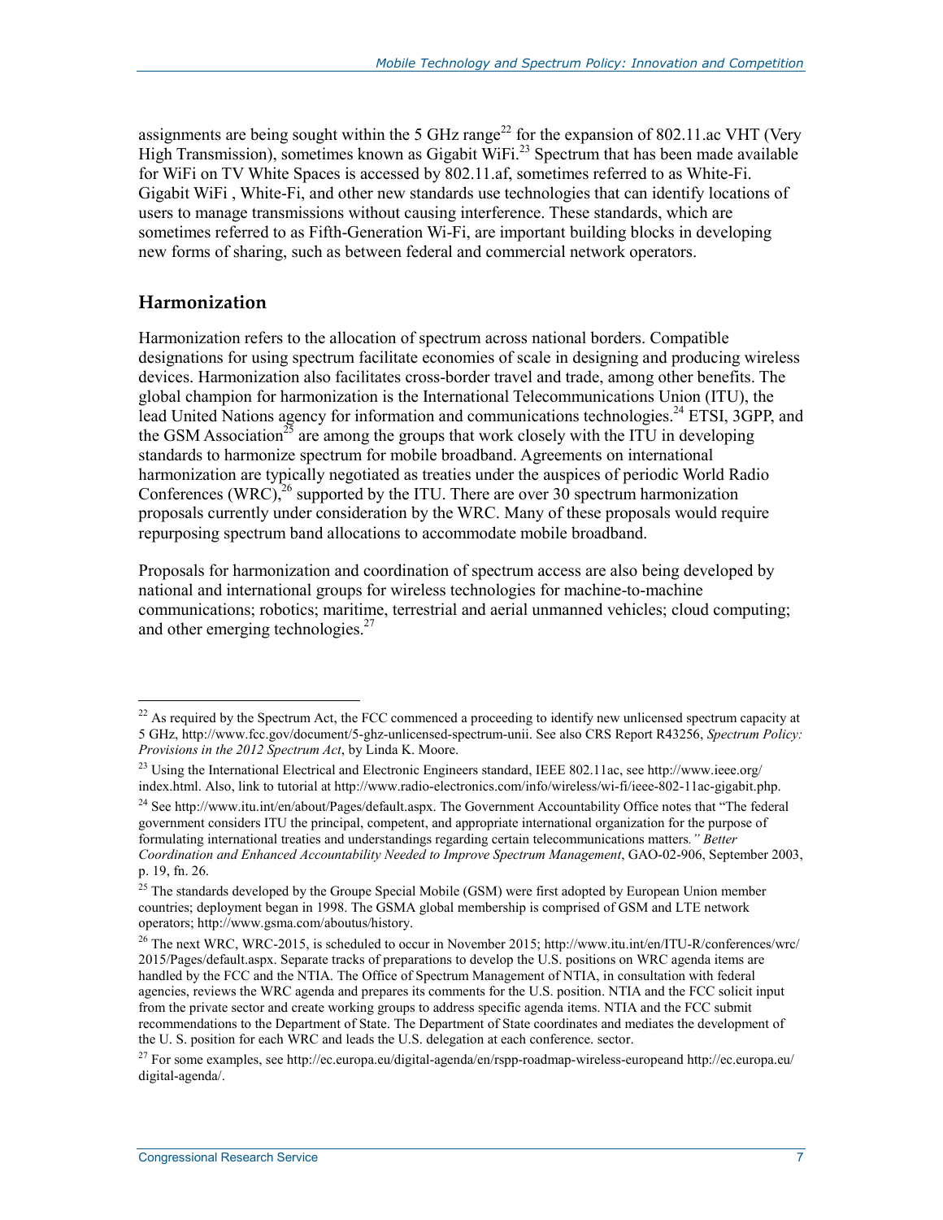assignments are being sought within the 5 GHz range[22] for the expansion of 802.11.ac VHT (Very High Transmission), sometimes known as Gigabit WiFi.[23] Spectrum that has been made available for WiFi on TV White Spaces is accessed by 802.11.af, sometimes referred to as White-Fi. Gigabit WiFi , White-Fi, and other new standards use technologies that can identify locations of users to manage transmissions without causing interference. These standards, which are sometimes referred to as Fifth-Generation Wi-Fi, are important building blocks in developing new forms of sharing, such as between federal and commercial network operators.

## Harmonization

Harmonization refers to the allocation of spectrum across national borders. Compatible designations for using spectrum facilitate economies of scale in designing and producing wireless devices. Harmonization also facilitates cross-border travel and trade, among other benefits. The global champion for harmonization is the International Telecommunications Union (ITU), the lead United Nations agency for information and communications technologies.[24] ETSI, 3GPP, and the GSM Association[25] are among the groups that work closely with the ITU in developing standards to harmonize spectrum for mobile broadband. Agreements on international harmonization are typically negotiated as treaties under the auspices of periodic World Radio Conferences (WRC),[26] supported by the ITU. There are over 30 spectrum harmonization proposals currently under consideration by the WRC. Many of these proposals would require repurposing spectrum band allocations to accommodate mobile broadband.

Proposals for harmonization and coordination of spectrum access are also being developed by national and international groups for wireless technologies for machine-to-machine communications; robotics; maritime, terrestrial and aerial unmanned vehicles; cloud computing; and other emerging technologies.[27]

---

[22] As required by the Spectrum Act, the FCC commenced a proceeding to identify new unlicensed spectrum capacity at 5 GHz, http://www.fcc.gov/document/5-ghz-unlicensed-spectrum-unii. See also CRS Report R43256, *Spectrum Policy: Provisions in the 2012 Spectrum Act*, by Linda K. Moore.

[23] Using the International Electrical and Electronic Engineers standard, IEEE 802.11ac, see http://www.ieee.org/index.html. Also, link to tutorial at http://www.radio-electronics.com/info/wireless/wi-fi/ieee-802-11ac-gigabit.php.

[24] See http://www.itu.int/en/about/Pages/default.aspx. The Government Accountability Office notes that "The federal government considers ITU the principal, competent, and appropriate international organization for the purpose of formulating international treaties and understandings regarding certain telecommunications matters*." Better Coordination and Enhanced Accountability Needed to Improve Spectrum Management*, GAO-02-906, September 2003, p. 19, fn. 26.

[25] The standards developed by the Groupe Special Mobile (GSM) were first adopted by European Union member countries; deployment began in 1998. The GSMA global membership is comprised of GSM and LTE network operators; http://www.gsma.com/aboutus/history.

[26] The next WRC, WRC-2015, is scheduled to occur in November 2015; http://www.itu.int/en/ITU-R/conferences/wrc/2015/Pages/default.aspx. Separate tracks of preparations to develop the U.S. positions on WRC agenda items are handled by the FCC and the NTIA. The Office of Spectrum Management of NTIA, in consultation with federal agencies, reviews the WRC agenda and prepares its comments for the U.S. position. NTIA and the FCC solicit input from the private sector and create working groups to address specific agenda items. NTIA and the FCC submit recommendations to the Department of State. The Department of State coordinates and mediates the development of the U. S. position for each WRC and leads the U.S. delegation at each conference. sector.

[27] For some examples, see http://ec.europa.eu/digital-agenda/en/rspp-roadmap-wireless-europeand http://ec.europa.eu/digital-agenda/.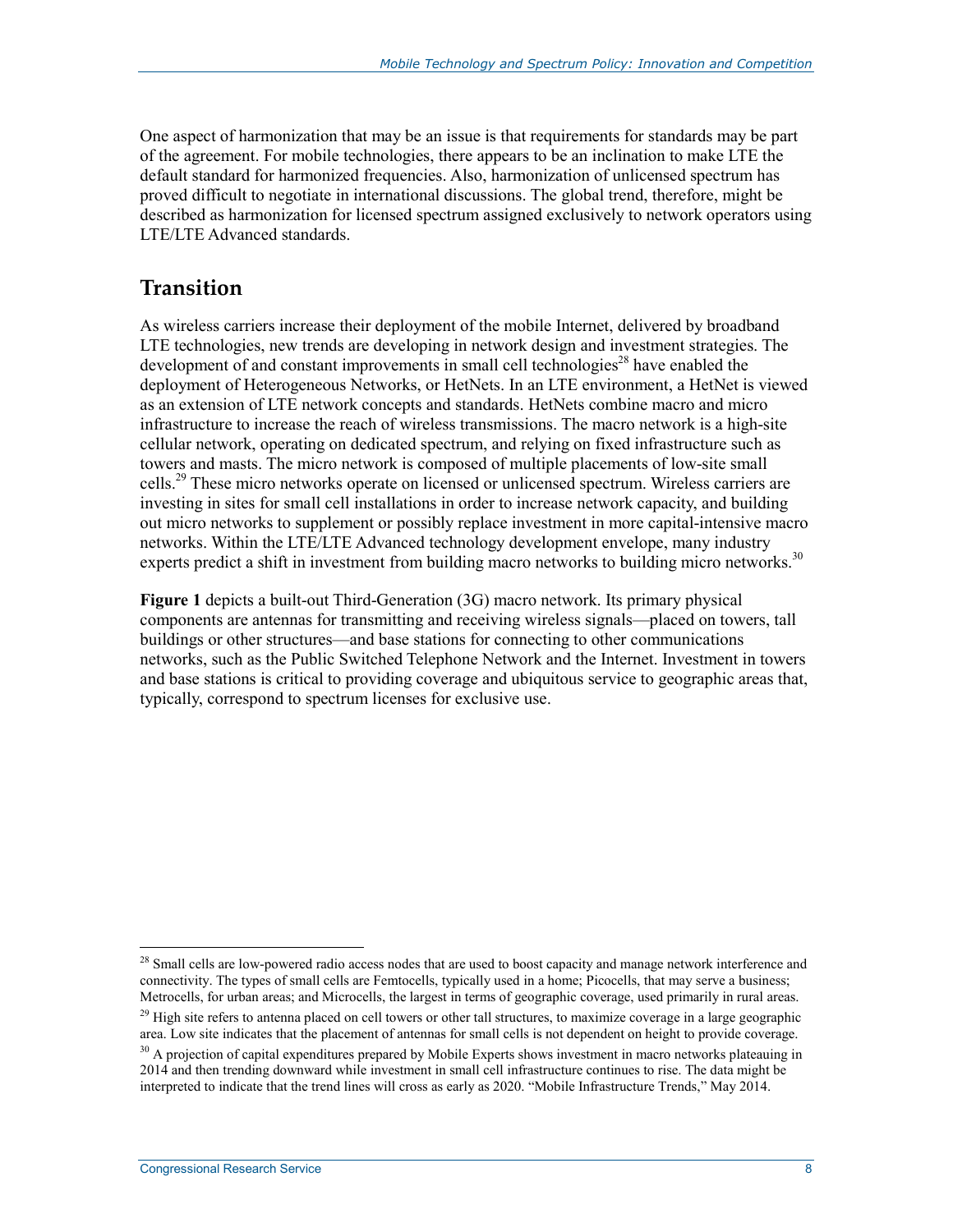One aspect of harmonization that may be an issue is that requirements for standards may be part of the agreement. For mobile technologies, there appears to be an inclination to make LTE the default standard for harmonized frequencies. Also, harmonization of unlicensed spectrum has proved difficult to negotiate in international discussions. The global trend, therefore, might be described as harmonization for licensed spectrum assigned exclusively to network operators using LTE/LTE Advanced standards.

## Transition

As wireless carriers increase their deployment of the mobile Internet, delivered by broadband LTE technologies, new trends are developing in network design and investment strategies. The development of and constant improvements in small cell technologies[28] have enabled the deployment of Heterogeneous Networks, or HetNets. In an LTE environment, a HetNet is viewed as an extension of LTE network concepts and standards. HetNets combine macro and micro infrastructure to increase the reach of wireless transmissions. The macro network is a high-site cellular network, operating on dedicated spectrum, and relying on fixed infrastructure such as towers and masts. The micro network is composed of multiple placements of low-site small cells.[29] These micro networks operate on licensed or unlicensed spectrum. Wireless carriers are investing in sites for small cell installations in order to increase network capacity, and building out micro networks to supplement or possibly replace investment in more capital-intensive macro networks. Within the LTE/LTE Advanced technology development envelope, many industry experts predict a shift in investment from building macro networks to building micro networks.[30]

**Figure 1** depicts a built-out Third-Generation (3G) macro network. Its primary physical components are antennas for transmitting and receiving wireless signals—placed on towers, tall buildings or other structures—and base stations for connecting to other communications networks, such as the Public Switched Telephone Network and the Internet. Investment in towers and base stations is critical to providing coverage and ubiquitous service to geographic areas that, typically, correspond to spectrum licenses for exclusive use.

---

[28] Small cells are low-powered radio access nodes that are used to boost capacity and manage network interference and connectivity. The types of small cells are Femtocells, typically used in a home; Picocells, that may serve a business; Metrocells, for urban areas; and Microcells, the largest in terms of geographic coverage, used primarily in rural areas.

[29] High site refers to antenna placed on cell towers or other tall structures, to maximize coverage in a large geographic area. Low site indicates that the placement of antennas for small cells is not dependent on height to provide coverage.

[30] A projection of capital expenditures prepared by Mobile Experts shows investment in macro networks plateauing in 2014 and then trending downward while investment in small cell infrastructure continues to rise. The data might be interpreted to indicate that the trend lines will cross as early as 2020. "Mobile Infrastructure Trends," May 2014.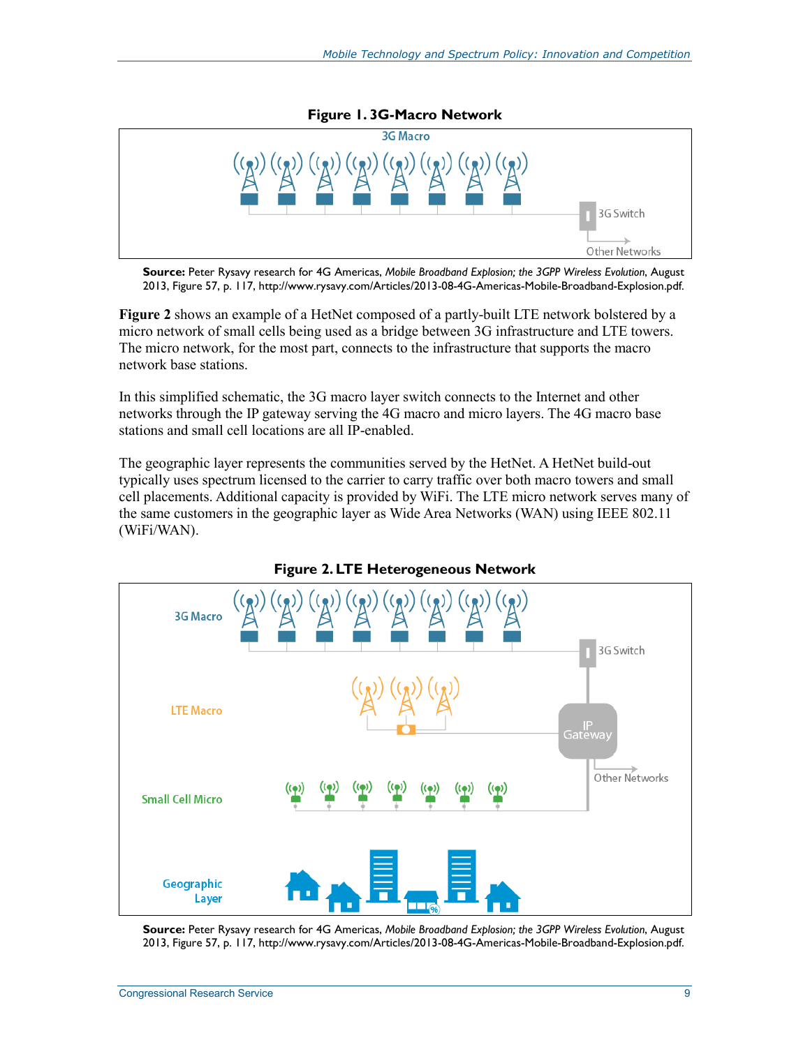**Figure 1. 3G-Macro Network**

**Source:** Peter Rysavy research for 4G Americas, *Mobile Broadband Explosion; the 3GPP Wireless Evolution*, August 2013, Figure 57, p. 117, http://www.rysavy.com/Articles/2013-08-4G-Americas-Mobile-Broadband-Explosion.pdf.

**Figure 2** shows an example of a HetNet composed of a partly-built LTE network bolstered by a micro network of small cells being used as a bridge between 3G infrastructure and LTE towers. The micro network, for the most part, connects to the infrastructure that supports the macro network base stations.

In this simplified schematic, the 3G macro layer switch connects to the Internet and other networks through the IP gateway serving the 4G macro and micro layers. The 4G macro base stations and small cell locations are all IP-enabled.

The geographic layer represents the communities served by the HetNet. A HetNet build-out typically uses spectrum licensed to the carrier to carry traffic over both macro towers and small cell placements. Additional capacity is provided by WiFi. The LTE micro network serves many of the same customers in the geographic layer as Wide Area Networks (WAN) using IEEE 802.11 (WiFi/WAN).

**Figure 2. LTE Heterogeneous Network**

**Source:** Peter Rysavy research for 4G Americas, *Mobile Broadband Explosion; the 3GPP Wireless Evolution*, August 2013, Figure 57, p. 117, http://www.rysavy.com/Articles/2013-08-4G-Americas-Mobile-Broadband-Explosion.pdf.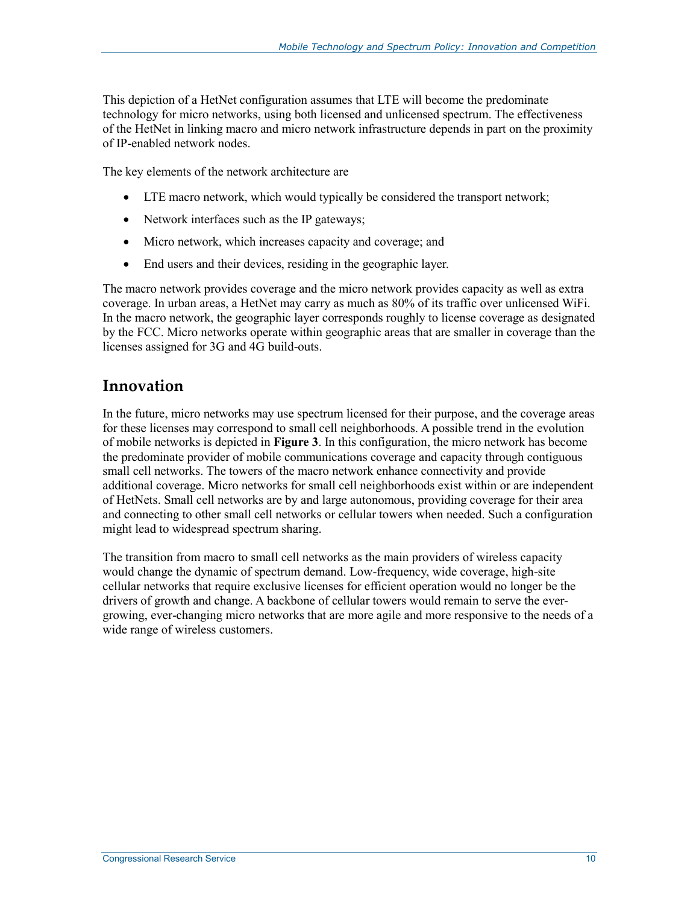This depiction of a HetNet configuration assumes that LTE will become the predominate technology for micro networks, using both licensed and unlicensed spectrum. The effectiveness of the HetNet in linking macro and micro network infrastructure depends in part on the proximity of IP-enabled network nodes.

The key elements of the network architecture are

- LTE macro network, which would typically be considered the transport network;
- Network interfaces such as the IP gateways;
- Micro network, which increases capacity and coverage; and
- End users and their devices, residing in the geographic layer.

The macro network provides coverage and the micro network provides capacity as well as extra coverage. In urban areas, a HetNet may carry as much as 80% of its traffic over unlicensed WiFi. In the macro network, the geographic layer corresponds roughly to license coverage as designated by the FCC. Micro networks operate within geographic areas that are smaller in coverage than the licenses assigned for 3G and 4G build-outs.

## Innovation

In the future, micro networks may use spectrum licensed for their purpose, and the coverage areas for these licenses may correspond to small cell neighborhoods. A possible trend in the evolution of mobile networks is depicted in **Figure 3**. In this configuration, the micro network has become the predominate provider of mobile communications coverage and capacity through contiguous small cell networks. The towers of the macro network enhance connectivity and provide additional coverage. Micro networks for small cell neighborhoods exist within or are independent of HetNets. Small cell networks are by and large autonomous, providing coverage for their area and connecting to other small cell networks or cellular towers when needed. Such a configuration might lead to widespread spectrum sharing.

The transition from macro to small cell networks as the main providers of wireless capacity would change the dynamic of spectrum demand. Low-frequency, wide coverage, high-site cellular networks that require exclusive licenses for efficient operation would no longer be the drivers of growth and change. A backbone of cellular towers would remain to serve the ever-growing, ever-changing micro networks that are more agile and more responsive to the needs of a wide range of wireless customers.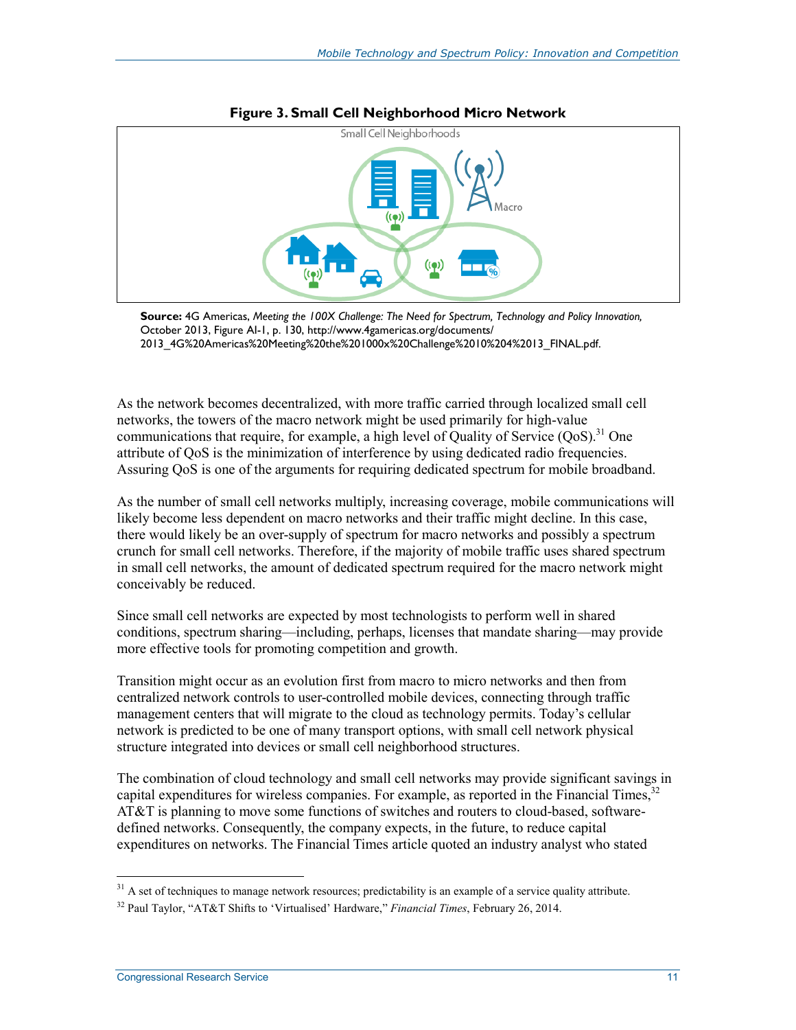**Figure 3. Small Cell Neighborhood Micro Network**

Small Cell Neighborhoods

Macro

**Source:** 4G Americas, *Meeting the 100X Challenge: The Need for Spectrum, Technology and Policy Innovation,* October 2013, Figure AI-1, p. 130, http://www.4gamericas.org/documents/2013_4G%20Americas%20Meeting%20the%201000x%20Challenge%2010%204%2013_FINAL.pdf.

As the network becomes decentralized, with more traffic carried through localized small cell networks, the towers of the macro network might be used primarily for high-value communications that require, for example, a high level of Quality of Service (QoS).[31] One attribute of QoS is the minimization of interference by using dedicated radio frequencies. Assuring QoS is one of the arguments for requiring dedicated spectrum for mobile broadband.

As the number of small cell networks multiply, increasing coverage, mobile communications will likely become less dependent on macro networks and their traffic might decline. In this case, there would likely be an over-supply of spectrum for macro networks and possibly a spectrum crunch for small cell networks. Therefore, if the majority of mobile traffic uses shared spectrum in small cell networks, the amount of dedicated spectrum required for the macro network might conceivably be reduced.

Since small cell networks are expected by most technologists to perform well in shared conditions, spectrum sharing—including, perhaps, licenses that mandate sharing—may provide more effective tools for promoting competition and growth.

Transition might occur as an evolution first from macro to micro networks and then from centralized network controls to user-controlled mobile devices, connecting through traffic management centers that will migrate to the cloud as technology permits. Today's cellular network is predicted to be one of many transport options, with small cell network physical structure integrated into devices or small cell neighborhood structures.

The combination of cloud technology and small cell networks may provide significant savings in capital expenditures for wireless companies. For example, as reported in the Financial Times,[32] AT&T is planning to move some functions of switches and routers to cloud-based, software-defined networks. Consequently, the company expects, in the future, to reduce capital expenditures on networks. The Financial Times article quoted an industry analyst who stated

---

[31] A set of techniques to manage network resources; predictability is an example of a service quality attribute.

[32] Paul Taylor, "AT&T Shifts to 'Virtualised' Hardware," *Financial Times*, February 26, 2014.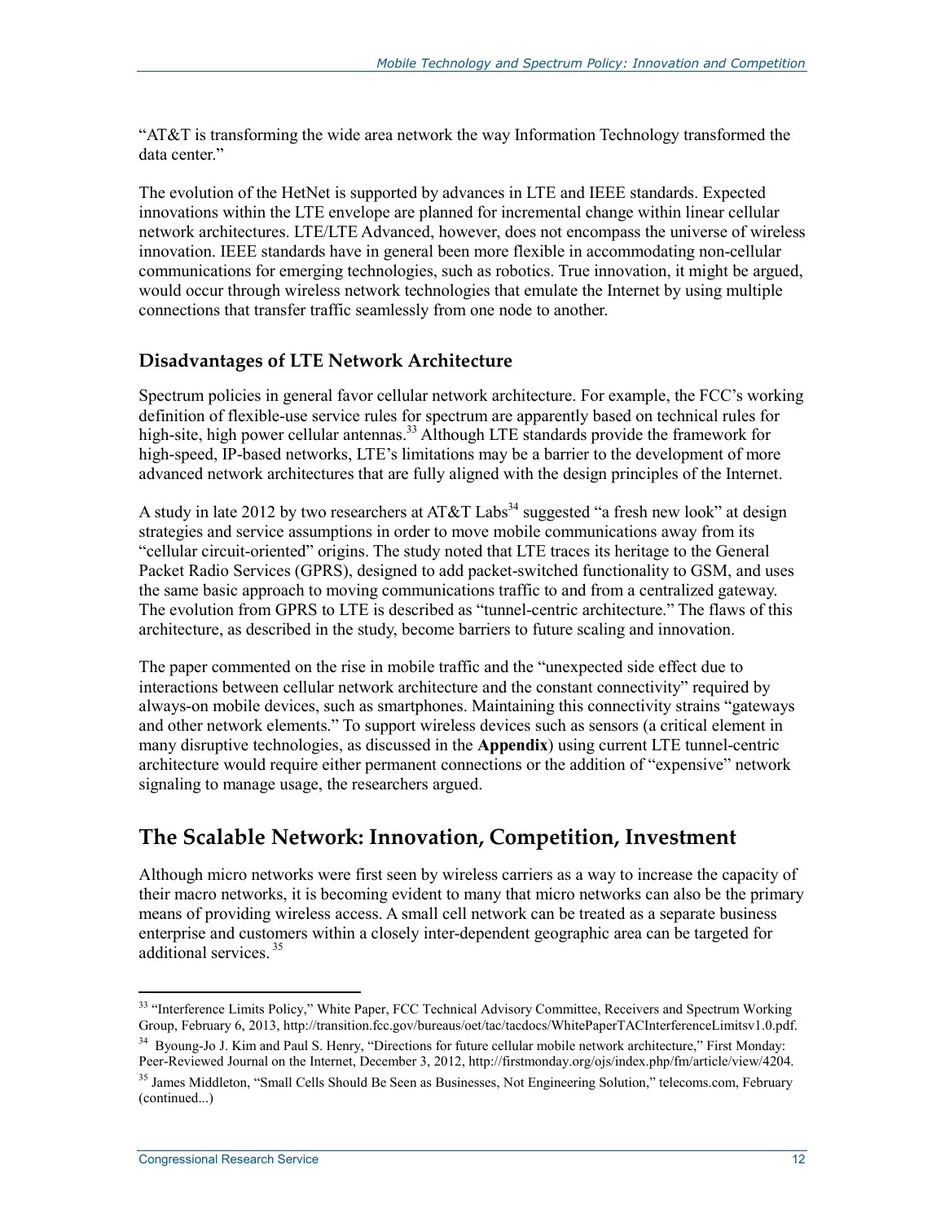"AT&T is transforming the wide area network the way Information Technology transformed the data center."

The evolution of the HetNet is supported by advances in LTE and IEEE standards. Expected innovations within the LTE envelope are planned for incremental change within linear cellular network architectures. LTE/LTE Advanced, however, does not encompass the universe of wireless innovation. IEEE standards have in general been more flexible in accommodating non-cellular communications for emerging technologies, such as robotics. True innovation, it might be argued, would occur through wireless network technologies that emulate the Internet by using multiple connections that transfer traffic seamlessly from one node to another.

### Disadvantages of LTE Network Architecture

Spectrum policies in general favor cellular network architecture. For example, the FCC's working definition of flexible-use service rules for spectrum are apparently based on technical rules for high-site, high power cellular antennas.[33] Although LTE standards provide the framework for high-speed, IP-based networks, LTE's limitations may be a barrier to the development of more advanced network architectures that are fully aligned with the design principles of the Internet.

A study in late 2012 by two researchers at AT&T Labs[34] suggested "a fresh new look" at design strategies and service assumptions in order to move mobile communications away from its "cellular circuit-oriented" origins. The study noted that LTE traces its heritage to the General Packet Radio Services (GPRS), designed to add packet-switched functionality to GSM, and uses the same basic approach to moving communications traffic to and from a centralized gateway. The evolution from GPRS to LTE is described as "tunnel-centric architecture." The flaws of this architecture, as described in the study, become barriers to future scaling and innovation.

The paper commented on the rise in mobile traffic and the "unexpected side effect due to interactions between cellular network architecture and the constant connectivity" required by always-on mobile devices, such as smartphones. Maintaining this connectivity strains "gateways and other network elements." To support wireless devices such as sensors (a critical element in many disruptive technologies, as discussed in the **Appendix**) using current LTE tunnel-centric architecture would require either permanent connections or the addition of "expensive" network signaling to manage usage, the researchers argued.

## The Scalable Network: Innovation, Competition, Investment

Although micro networks were first seen by wireless carriers as a way to increase the capacity of their macro networks, it is becoming evident to many that micro networks can also be the primary means of providing wireless access. A small cell network can be treated as a separate business enterprise and customers within a closely inter-dependent geographic area can be targeted for additional services.[35]

---

[33] "Interference Limits Policy," White Paper, FCC Technical Advisory Committee, Receivers and Spectrum Working Group, February 6, 2013, http://transition.fcc.gov/bureaus/oet/tac/tacdocs/WhitePaperTACInterferenceLimitsv1.0.pdf.

[34] Byoung-Jo J. Kim and Paul S. Henry, "Directions for future cellular mobile network architecture," First Monday: Peer-Reviewed Journal on the Internet, December 3, 2012, http://firstmonday.org/ojs/index.php/fm/article/view/4204.

[35] James Middleton, "Small Cells Should Be Seen as Businesses, Not Engineering Solution," telecoms.com, February (continued...)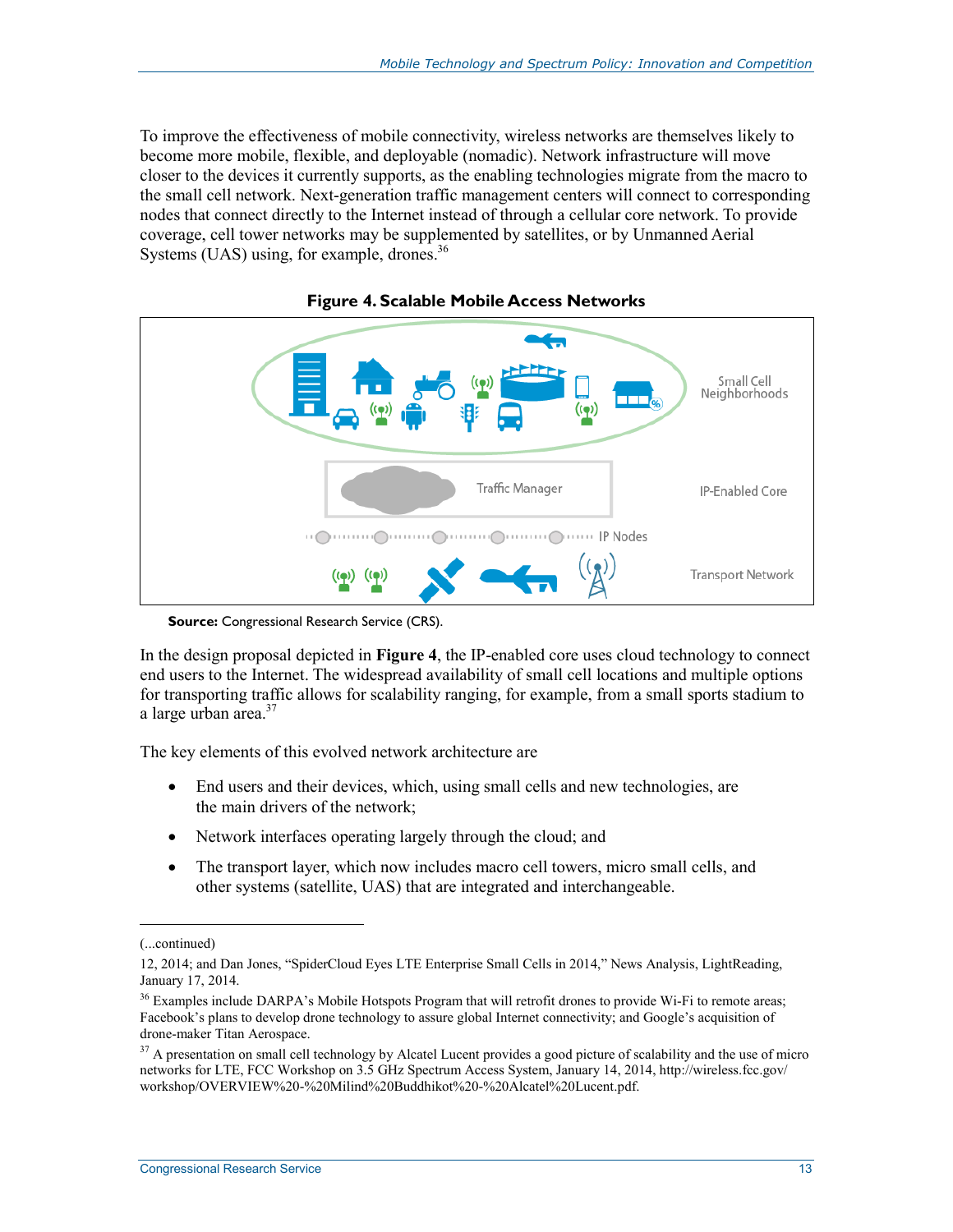To improve the effectiveness of mobile connectivity, wireless networks are themselves likely to become more mobile, flexible, and deployable (nomadic). Network infrastructure will move closer to the devices it currently supports, as the enabling technologies migrate from the macro to the small cell network. Next-generation traffic management centers will connect to corresponding nodes that connect directly to the Internet instead of through a cellular core network. To provide coverage, cell tower networks may be supplemented by satellites, or by Unmanned Aerial Systems (UAS) using, for example, drones.[36]

**Figure 4. Scalable Mobile Access Networks**

Small Cell Neighborhoods

Traffic Manager

IP-Enabled Core

IP Nodes

Transport Network

**Source:** Congressional Research Service (CRS).

In the design proposal depicted in **Figure 4**, the IP-enabled core uses cloud technology to connect end users to the Internet. The widespread availability of small cell locations and multiple options for transporting traffic allows for scalability ranging, for example, from a small sports stadium to a large urban area.[37]

The key elements of this evolved network architecture are

- End users and their devices, which, using small cells and new technologies, are the main drivers of the network;
- Network interfaces operating largely through the cloud; and
- The transport layer, which now includes macro cell towers, micro small cells, and other systems (satellite, UAS) that are integrated and interchangeable.

---

(...continued)

12, 2014; and Dan Jones, "SpiderCloud Eyes LTE Enterprise Small Cells in 2014," News Analysis, LightReading, January 17, 2014.

[36] Examples include DARPA's Mobile Hotspots Program that will retrofit drones to provide Wi-Fi to remote areas; Facebook's plans to develop drone technology to assure global Internet connectivity; and Google's acquisition of drone-maker Titan Aerospace.

[37] A presentation on small cell technology by Alcatel Lucent provides a good picture of scalability and the use of micro networks for LTE, FCC Workshop on 3.5 GHz Spectrum Access System, January 14, 2014, http://wireless.fcc.gov/workshop/OVERVIEW%20-%20Milind%20Buddhikot%20-%20Alcatel%20Lucent.pdf.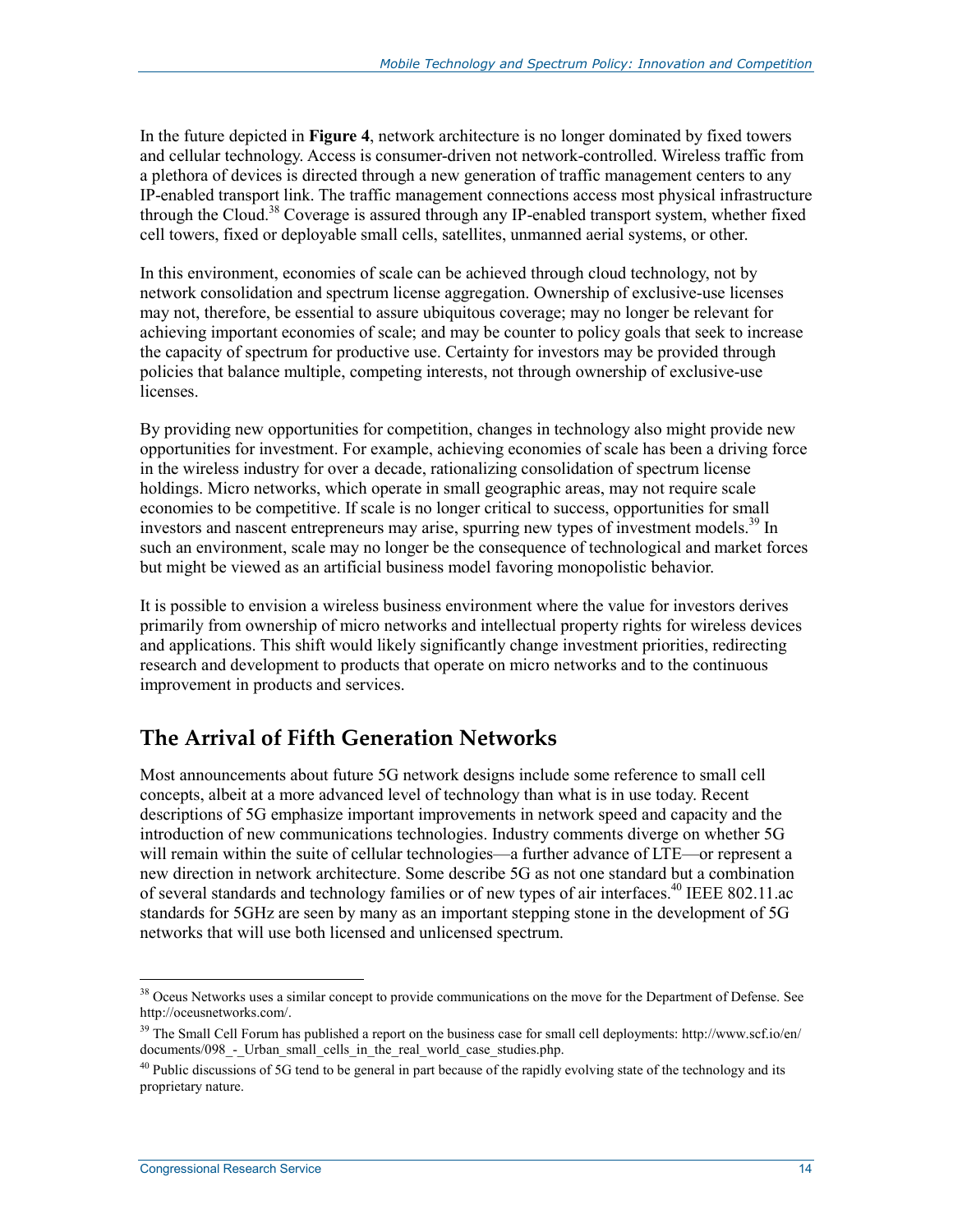In the future depicted in **Figure 4**, network architecture is no longer dominated by fixed towers and cellular technology. Access is consumer-driven not network-controlled. Wireless traffic from a plethora of devices is directed through a new generation of traffic management centers to any IP-enabled transport link. The traffic management connections access most physical infrastructure through the Cloud.[38] Coverage is assured through any IP-enabled transport system, whether fixed cell towers, fixed or deployable small cells, satellites, unmanned aerial systems, or other.

In this environment, economies of scale can be achieved through cloud technology, not by network consolidation and spectrum license aggregation. Ownership of exclusive-use licenses may not, therefore, be essential to assure ubiquitous coverage; may no longer be relevant for achieving important economies of scale; and may be counter to policy goals that seek to increase the capacity of spectrum for productive use. Certainty for investors may be provided through policies that balance multiple, competing interests, not through ownership of exclusive-use licenses.

By providing new opportunities for competition, changes in technology also might provide new opportunities for investment. For example, achieving economies of scale has been a driving force in the wireless industry for over a decade, rationalizing consolidation of spectrum license holdings. Micro networks, which operate in small geographic areas, may not require scale economies to be competitive. If scale is no longer critical to success, opportunities for small investors and nascent entrepreneurs may arise, spurring new types of investment models.[39] In such an environment, scale may no longer be the consequence of technological and market forces but might be viewed as an artificial business model favoring monopolistic behavior.

It is possible to envision a wireless business environment where the value for investors derives primarily from ownership of micro networks and intellectual property rights for wireless devices and applications. This shift would likely significantly change investment priorities, redirecting research and development to products that operate on micro networks and to the continuous improvement in products and services.

## The Arrival of Fifth Generation Networks

Most announcements about future 5G network designs include some reference to small cell concepts, albeit at a more advanced level of technology than what is in use today. Recent descriptions of 5G emphasize important improvements in network speed and capacity and the introduction of new communications technologies. Industry comments diverge on whether 5G will remain within the suite of cellular technologies—a further advance of LTE—or represent a new direction in network architecture. Some describe 5G as not one standard but a combination of several standards and technology families or of new types of air interfaces.[40] IEEE 802.11.ac standards for 5GHz are seen by many as an important stepping stone in the development of 5G networks that will use both licensed and unlicensed spectrum.

---

[38] Oceus Networks uses a similar concept to provide communications on the move for the Department of Defense. See http://oceusnetworks.com/.

[39] The Small Cell Forum has published a report on the business case for small cell deployments: http://www.scf.io/en/documents/098_-_Urban_small_cells_in_the_real_world_case_studies.php.

[40] Public discussions of 5G tend to be general in part because of the rapidly evolving state of the technology and its proprietary nature.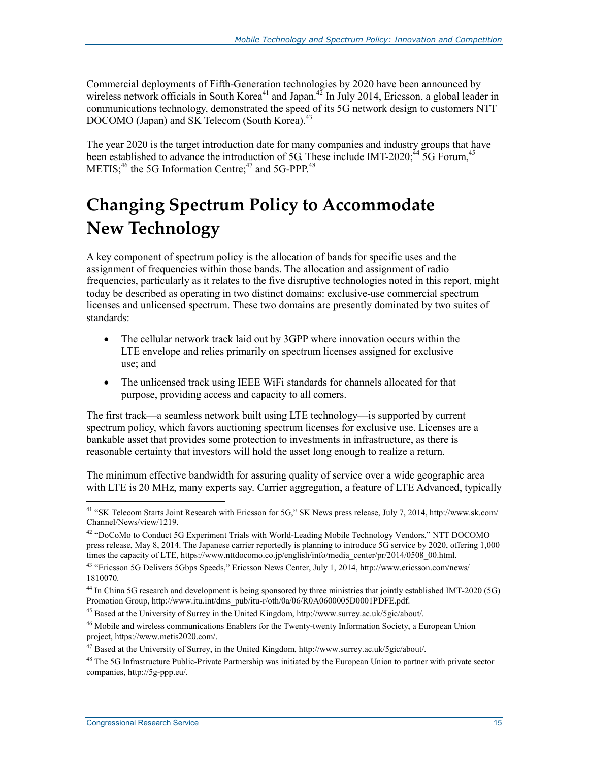Commercial deployments of Fifth-Generation technologies by 2020 have been announced by wireless network officials in South Korea[41] and Japan.[42] In July 2014, Ericsson, a global leader in communications technology, demonstrated the speed of its 5G network design to customers NTT DOCOMO (Japan) and SK Telecom (South Korea).[43]

The year 2020 is the target introduction date for many companies and industry groups that have been established to advance the introduction of 5G. These include IMT-2020;[44] 5G Forum,[45] METIS;[46] the 5G Information Centre;[47] and 5G-PPP.[48]

# Changing Spectrum Policy to Accommodate New Technology

A key component of spectrum policy is the allocation of bands for specific uses and the assignment of frequencies within those bands. The allocation and assignment of radio frequencies, particularly as it relates to the five disruptive technologies noted in this report, might today be described as operating in two distinct domains: exclusive-use commercial spectrum licenses and unlicensed spectrum. These two domains are presently dominated by two suites of standards:

- The cellular network track laid out by 3GPP where innovation occurs within the LTE envelope and relies primarily on spectrum licenses assigned for exclusive use; and
- The unlicensed track using IEEE WiFi standards for channels allocated for that purpose, providing access and capacity to all comers.

The first track—a seamless network built using LTE technology—is supported by current spectrum policy, which favors auctioning spectrum licenses for exclusive use. Licenses are a bankable asset that provides some protection to investments in infrastructure, as there is reasonable certainty that investors will hold the asset long enough to realize a return.

The minimum effective bandwidth for assuring quality of service over a wide geographic area with LTE is 20 MHz, many experts say. Carrier aggregation, a feature of LTE Advanced, typically

---

[41] "SK Telecom Starts Joint Research with Ericsson for 5G," SK News press release, July 7, 2014, http://www.sk.com/Channel/News/view/1219.

[42] "DoCoMo to Conduct 5G Experiment Trials with World-Leading Mobile Technology Vendors," NTT DOCOMO press release, May 8, 2014. The Japanese carrier reportedly is planning to introduce 5G service by 2020, offering 1,000 times the capacity of LTE, https://www.nttdocomo.co.jp/english/info/media_center/pr/2014/0508_00.html.

[43] "Ericsson 5G Delivers 5Gbps Speeds," Ericsson News Center, July 1, 2014, http://www.ericsson.com/news/1810070.

[44] In China 5G research and development is being sponsored by three ministries that jointly established IMT-2020 (5G) Promotion Group, http://www.itu.int/dms_pub/itu-r/oth/0a/06/R0A0600005D0001PDFE.pdf.

[45] Based at the University of Surrey in the United Kingdom, http://www.surrey.ac.uk/5gic/about/.

[46] Mobile and wireless communications Enablers for the Twenty-twenty Information Society, a European Union project, https://www.metis2020.com/.

[47] Based at the University of Surrey, in the United Kingdom, http://www.surrey.ac.uk/5gic/about/.

[48] The 5G Infrastructure Public-Private Partnership was initiated by the European Union to partner with private sector companies, http://5g-ppp.eu/.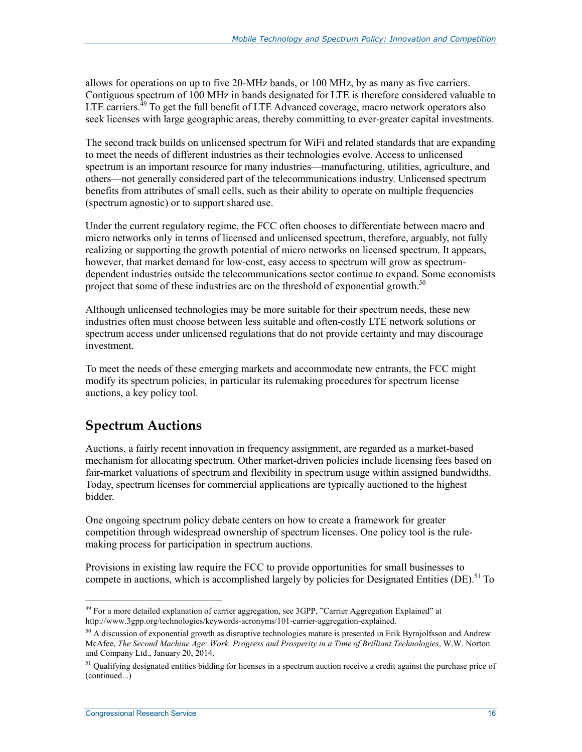allows for operations on up to five 20-MHz bands, or 100 MHz, by as many as five carriers. Contiguous spectrum of 100 MHz in bands designated for LTE is therefore considered valuable to LTE carriers.[49] To get the full benefit of LTE Advanced coverage, macro network operators also seek licenses with large geographic areas, thereby committing to ever-greater capital investments.

The second track builds on unlicensed spectrum for WiFi and related standards that are expanding to meet the needs of different industries as their technologies evolve. Access to unlicensed spectrum is an important resource for many industries—manufacturing, utilities, agriculture, and others—not generally considered part of the telecommunications industry. Unlicensed spectrum benefits from attributes of small cells, such as their ability to operate on multiple frequencies (spectrum agnostic) or to support shared use.

Under the current regulatory regime, the FCC often chooses to differentiate between macro and micro networks only in terms of licensed and unlicensed spectrum, therefore, arguably, not fully realizing or supporting the growth potential of micro networks on licensed spectrum. It appears, however, that market demand for low-cost, easy access to spectrum will grow as spectrum-dependent industries outside the telecommunications sector continue to expand. Some economists project that some of these industries are on the threshold of exponential growth.[50]

Although unlicensed technologies may be more suitable for their spectrum needs, these new industries often must choose between less suitable and often-costly LTE network solutions or spectrum access under unlicensed regulations that do not provide certainty and may discourage investment.

To meet the needs of these emerging markets and accommodate new entrants, the FCC might modify its spectrum policies, in particular its rulemaking procedures for spectrum license auctions, a key policy tool.

## Spectrum Auctions

Auctions, a fairly recent innovation in frequency assignment, are regarded as a market-based mechanism for allocating spectrum. Other market-driven policies include licensing fees based on fair-market valuations of spectrum and flexibility in spectrum usage within assigned bandwidths. Today, spectrum licenses for commercial applications are typically auctioned to the highest bidder.

One ongoing spectrum policy debate centers on how to create a framework for greater competition through widespread ownership of spectrum licenses. One policy tool is the rule-making process for participation in spectrum auctions.

Provisions in existing law require the FCC to provide opportunities for small businesses to compete in auctions, which is accomplished largely by policies for Designated Entities (DE).[51] To

---

[49] For a more detailed explanation of carrier aggregation, see 3GPP, "Carrier Aggregation Explained" at http://www.3gpp.org/technologies/keywords-acronyms/101-carrier-aggregation-explained.

[50] A discussion of exponential growth as disruptive technologies mature is presented in Erik Byrnjolfsson and Andrew McAfee, *The Second Machine Age: Work, Progress and Prosperity in a Time of Brilliant Technologies*, W.W. Norton and Company Ltd., January 20, 2014.

[51] Qualifying designated entities bidding for licenses in a spectrum auction receive a credit against the purchase price of (continued...)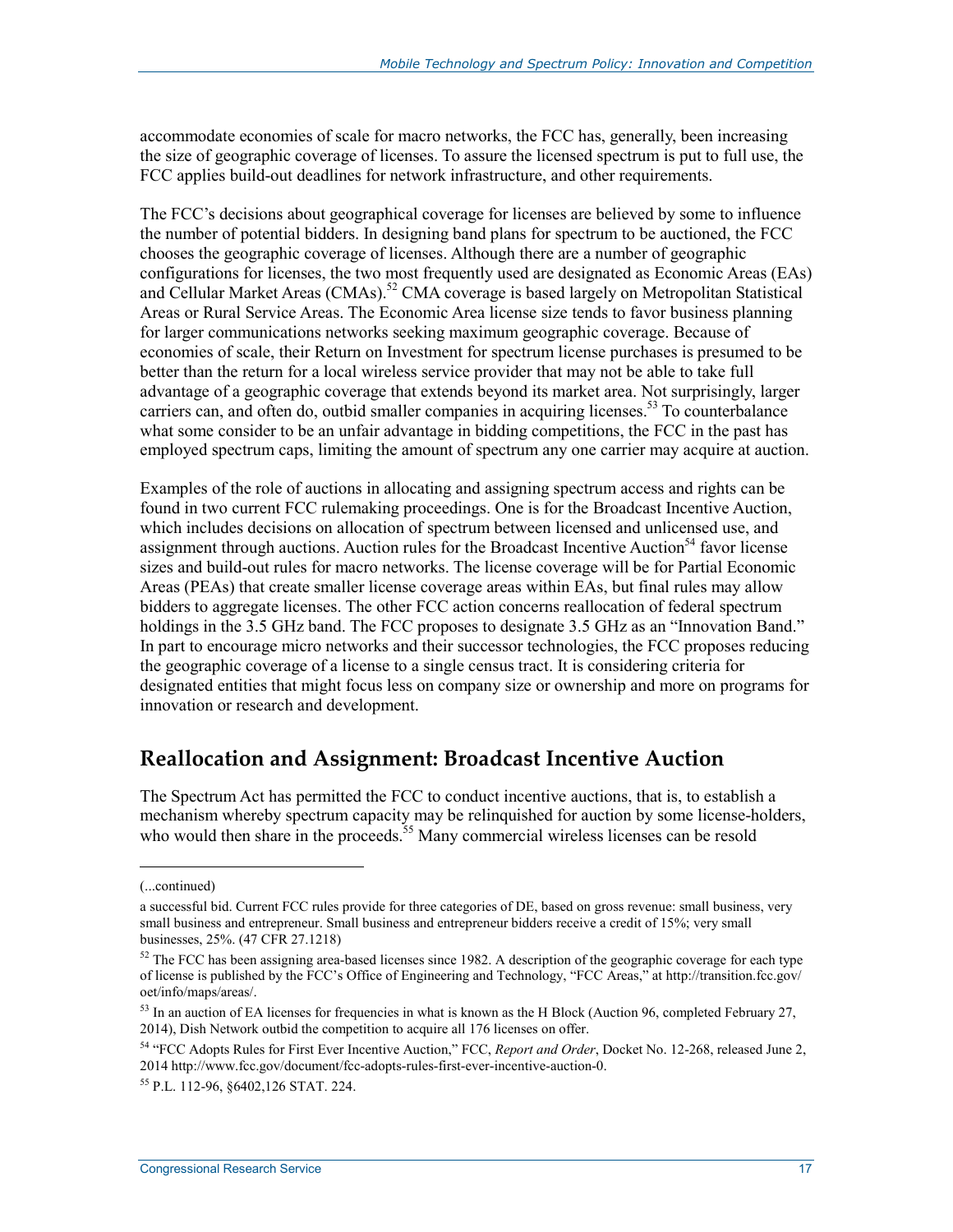accommodate economies of scale for macro networks, the FCC has, generally, been increasing the size of geographic coverage of licenses. To assure the licensed spectrum is put to full use, the FCC applies build-out deadlines for network infrastructure, and other requirements.

The FCC's decisions about geographical coverage for licenses are believed by some to influence the number of potential bidders. In designing band plans for spectrum to be auctioned, the FCC chooses the geographic coverage of licenses. Although there are a number of geographic configurations for licenses, the two most frequently used are designated as Economic Areas (EAs) and Cellular Market Areas (CMAs).[52] CMA coverage is based largely on Metropolitan Statistical Areas or Rural Service Areas. The Economic Area license size tends to favor business planning for larger communications networks seeking maximum geographic coverage. Because of economies of scale, their Return on Investment for spectrum license purchases is presumed to be better than the return for a local wireless service provider that may not be able to take full advantage of a geographic coverage that extends beyond its market area. Not surprisingly, larger carriers can, and often do, outbid smaller companies in acquiring licenses.[53] To counterbalance what some consider to be an unfair advantage in bidding competitions, the FCC in the past has employed spectrum caps, limiting the amount of spectrum any one carrier may acquire at auction.

Examples of the role of auctions in allocating and assigning spectrum access and rights can be found in two current FCC rulemaking proceedings. One is for the Broadcast Incentive Auction, which includes decisions on allocation of spectrum between licensed and unlicensed use, and assignment through auctions. Auction rules for the Broadcast Incentive Auction[54] favor license sizes and build-out rules for macro networks. The license coverage will be for Partial Economic Areas (PEAs) that create smaller license coverage areas within EAs, but final rules may allow bidders to aggregate licenses. The other FCC action concerns reallocation of federal spectrum holdings in the 3.5 GHz band. The FCC proposes to designate 3.5 GHz as an "Innovation Band." In part to encourage micro networks and their successor technologies, the FCC proposes reducing the geographic coverage of a license to a single census tract. It is considering criteria for designated entities that might focus less on company size or ownership and more on programs for innovation or research and development.

## Reallocation and Assignment: Broadcast Incentive Auction

The Spectrum Act has permitted the FCC to conduct incentive auctions, that is, to establish a mechanism whereby spectrum capacity may be relinquished for auction by some license-holders, who would then share in the proceeds.[55] Many commercial wireless licenses can be resold

---

(...continued)

a successful bid. Current FCC rules provide for three categories of DE, based on gross revenue: small business, very small business and entrepreneur. Small business and entrepreneur bidders receive a credit of 15%; very small businesses, 25%. (47 CFR 27.1218)

[52] The FCC has been assigning area-based licenses since 1982. A description of the geographic coverage for each type of license is published by the FCC's Office of Engineering and Technology, "FCC Areas," at http://transition.fcc.gov/oet/info/maps/areas/.

[53] In an auction of EA licenses for frequencies in what is known as the H Block (Auction 96, completed February 27, 2014), Dish Network outbid the competition to acquire all 176 licenses on offer.

[54] "FCC Adopts Rules for First Ever Incentive Auction," FCC, *Report and Order*, Docket No. 12-268, released June 2, 2014 http://www.fcc.gov/document/fcc-adopts-rules-first-ever-incentive-auction-0.

[55] P.L. 112-96, §6402,126 STAT. 224.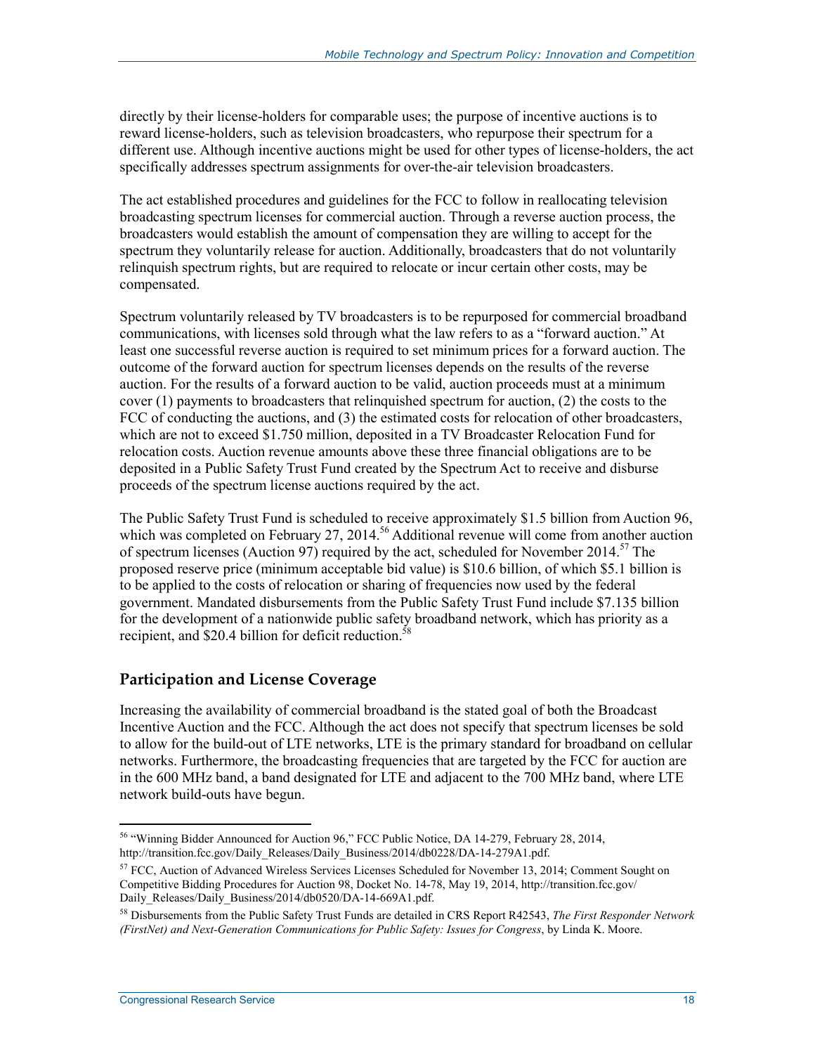directly by their license-holders for comparable uses; the purpose of incentive auctions is to reward license-holders, such as television broadcasters, who repurpose their spectrum for a different use. Although incentive auctions might be used for other types of license-holders, the act specifically addresses spectrum assignments for over-the-air television broadcasters.

The act established procedures and guidelines for the FCC to follow in reallocating television broadcasting spectrum licenses for commercial auction. Through a reverse auction process, the broadcasters would establish the amount of compensation they are willing to accept for the spectrum they voluntarily release for auction. Additionally, broadcasters that do not voluntarily relinquish spectrum rights, but are required to relocate or incur certain other costs, may be compensated.

Spectrum voluntarily released by TV broadcasters is to be repurposed for commercial broadband communications, with licenses sold through what the law refers to as a "forward auction." At least one successful reverse auction is required to set minimum prices for a forward auction. The outcome of the forward auction for spectrum licenses depends on the results of the reverse auction. For the results of a forward auction to be valid, auction proceeds must at a minimum cover (1) payments to broadcasters that relinquished spectrum for auction, (2) the costs to the FCC of conducting the auctions, and (3) the estimated costs for relocation of other broadcasters, which are not to exceed $1.750 million, deposited in a TV Broadcaster Relocation Fund for relocation costs. Auction revenue amounts above these three financial obligations are to be deposited in a Public Safety Trust Fund created by the Spectrum Act to receive and disburse proceeds of the spectrum license auctions required by the act.

The Public Safety Trust Fund is scheduled to receive approximately $1.5 billion from Auction 96, which was completed on February 27, 2014.[56] Additional revenue will come from another auction of spectrum licenses (Auction 97) required by the act, scheduled for November 2014.[57] The proposed reserve price (minimum acceptable bid value) is $10.6 billion, of which $5.1 billion is to be applied to the costs of relocation or sharing of frequencies now used by the federal government. Mandated disbursements from the Public Safety Trust Fund include $7.135 billion for the development of a nationwide public safety broadband network, which has priority as a recipient, and $20.4 billion for deficit reduction.[58]

## Participation and License Coverage

Increasing the availability of commercial broadband is the stated goal of both the Broadcast Incentive Auction and the FCC. Although the act does not specify that spectrum licenses be sold to allow for the build-out of LTE networks, LTE is the primary standard for broadband on cellular networks. Furthermore, the broadcasting frequencies that are targeted by the FCC for auction are in the 600 MHz band, a band designated for LTE and adjacent to the 700 MHz band, where LTE network build-outs have begun.

---

[56] "Winning Bidder Announced for Auction 96," FCC Public Notice, DA 14-279, February 28, 2014, http://transition.fcc.gov/Daily_Releases/Daily_Business/2014/db0228/DA-14-279A1.pdf.

[57] FCC, Auction of Advanced Wireless Services Licenses Scheduled for November 13, 2014; Comment Sought on Competitive Bidding Procedures for Auction 98, Docket No. 14-78, May 19, 2014, http://transition.fcc.gov/Daily_Releases/Daily_Business/2014/db0520/DA-14-669A1.pdf.

[58] Disbursements from the Public Safety Trust Funds are detailed in CRS Report R42543, *The First Responder Network (FirstNet) and Next-Generation Communications for Public Safety: Issues for Congress*, by Linda K. Moore.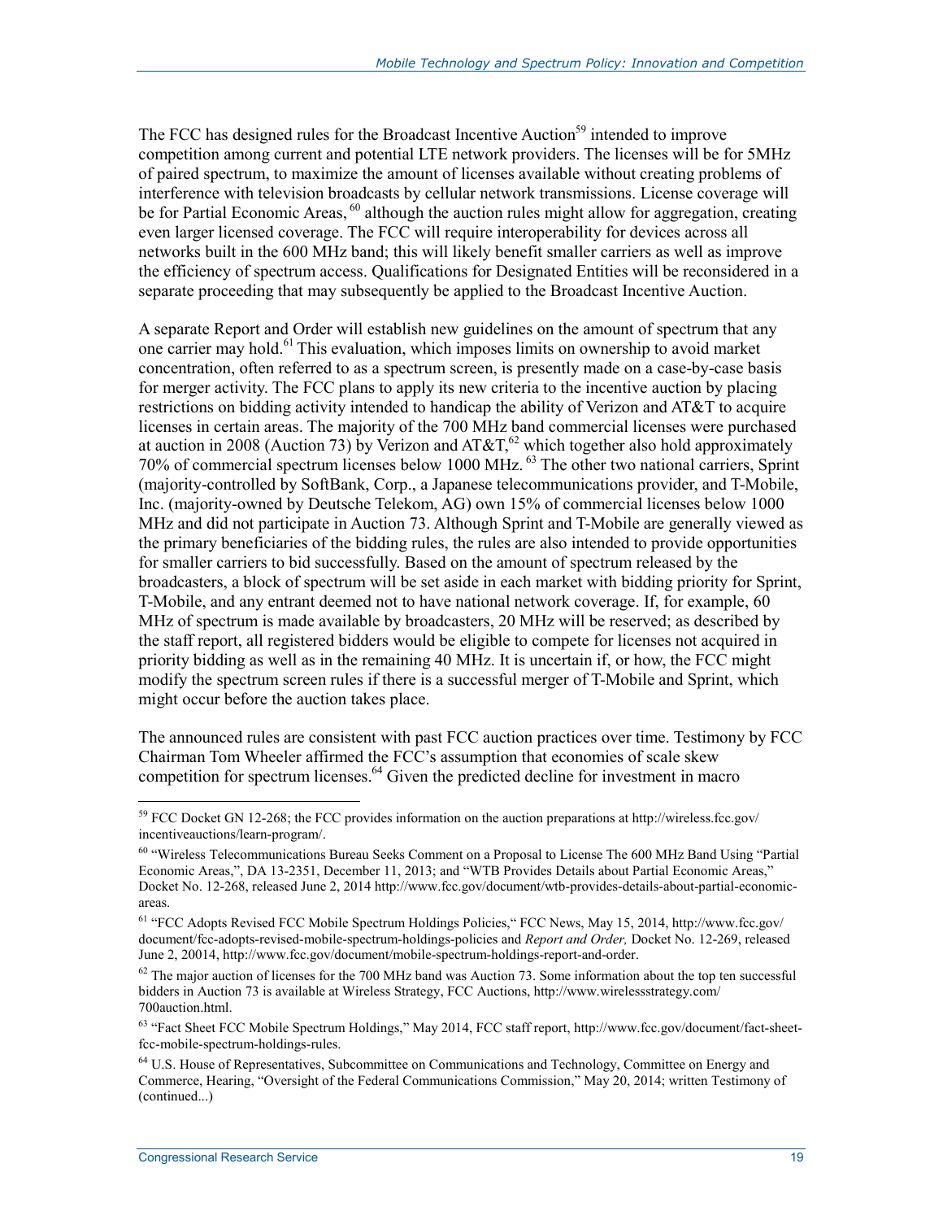The FCC has designed rules for the Broadcast Incentive Auction[59] intended to improve competition among current and potential LTE network providers. The licenses will be for 5MHz of paired spectrum, to maximize the amount of licenses available without creating problems of interference with television broadcasts by cellular network transmissions. License coverage will be for Partial Economic Areas,[60] although the auction rules might allow for aggregation, creating even larger licensed coverage. The FCC will require interoperability for devices across all networks built in the 600 MHz band; this will likely benefit smaller carriers as well as improve the efficiency of spectrum access. Qualifications for Designated Entities will be reconsidered in a separate proceeding that may subsequently be applied to the Broadcast Incentive Auction.

A separate Report and Order will establish new guidelines on the amount of spectrum that any one carrier may hold.[61] This evaluation, which imposes limits on ownership to avoid market concentration, often referred to as a spectrum screen, is presently made on a case-by-case basis for merger activity. The FCC plans to apply its new criteria to the incentive auction by placing restrictions on bidding activity intended to handicap the ability of Verizon and AT&T to acquire licenses in certain areas. The majority of the 700 MHz band commercial licenses were purchased at auction in 2008 (Auction 73) by Verizon and AT&T,[62] which together also hold approximately 70% of commercial spectrum licenses below 1000 MHz.[63] The other two national carriers, Sprint (majority-controlled by SoftBank, Corp., a Japanese telecommunications provider, and T-Mobile, Inc. (majority-owned by Deutsche Telekom, AG) own 15% of commercial licenses below 1000 MHz and did not participate in Auction 73. Although Sprint and T-Mobile are generally viewed as the primary beneficiaries of the bidding rules, the rules are also intended to provide opportunities for smaller carriers to bid successfully. Based on the amount of spectrum released by the broadcasters, a block of spectrum will be set aside in each market with bidding priority for Sprint, T-Mobile, and any entrant deemed not to have national network coverage. If, for example, 60 MHz of spectrum is made available by broadcasters, 20 MHz will be reserved; as described by the staff report, all registered bidders would be eligible to compete for licenses not acquired in priority bidding as well as in the remaining 40 MHz. It is uncertain if, or how, the FCC might modify the spectrum screen rules if there is a successful merger of T-Mobile and Sprint, which might occur before the auction takes place.

The announced rules are consistent with past FCC auction practices over time. Testimony by FCC Chairman Tom Wheeler affirmed the FCC's assumption that economies of scale skew competition for spectrum licenses.[64] Given the predicted decline for investment in macro

---

[59] FCC Docket GN 12-268; the FCC provides information on the auction preparations at http://wireless.fcc.gov/incentiveauctions/learn-program/.

[60] "Wireless Telecommunications Bureau Seeks Comment on a Proposal to License The 600 MHz Band Using "Partial Economic Areas,", DA 13-2351, December 11, 2013; and "WTB Provides Details about Partial Economic Areas," Docket No. 12-268, released June 2, 2014 http://www.fcc.gov/document/wtb-provides-details-about-partial-economic-areas.

[61] "FCC Adopts Revised FCC Mobile Spectrum Holdings Policies," FCC News, May 15, 2014, http://www.fcc.gov/document/fcc-adopts-revised-mobile-spectrum-holdings-policies and *Report and Order,* Docket No. 12-269, released June 2, 20014, http://www.fcc.gov/document/mobile-spectrum-holdings-report-and-order.

[62] The major auction of licenses for the 700 MHz band was Auction 73. Some information about the top ten successful bidders in Auction 73 is available at Wireless Strategy, FCC Auctions, http://www.wirelessstrategy.com/700auction.html.

[63] "Fact Sheet FCC Mobile Spectrum Holdings," May 2014, FCC staff report, http://www.fcc.gov/document/fact-sheet-fcc-mobile-spectrum-holdings-rules.

[64] U.S. House of Representatives, Subcommittee on Communications and Technology, Committee on Energy and Commerce, Hearing, "Oversight of the Federal Communications Commission," May 20, 2014; written Testimony of (continued...)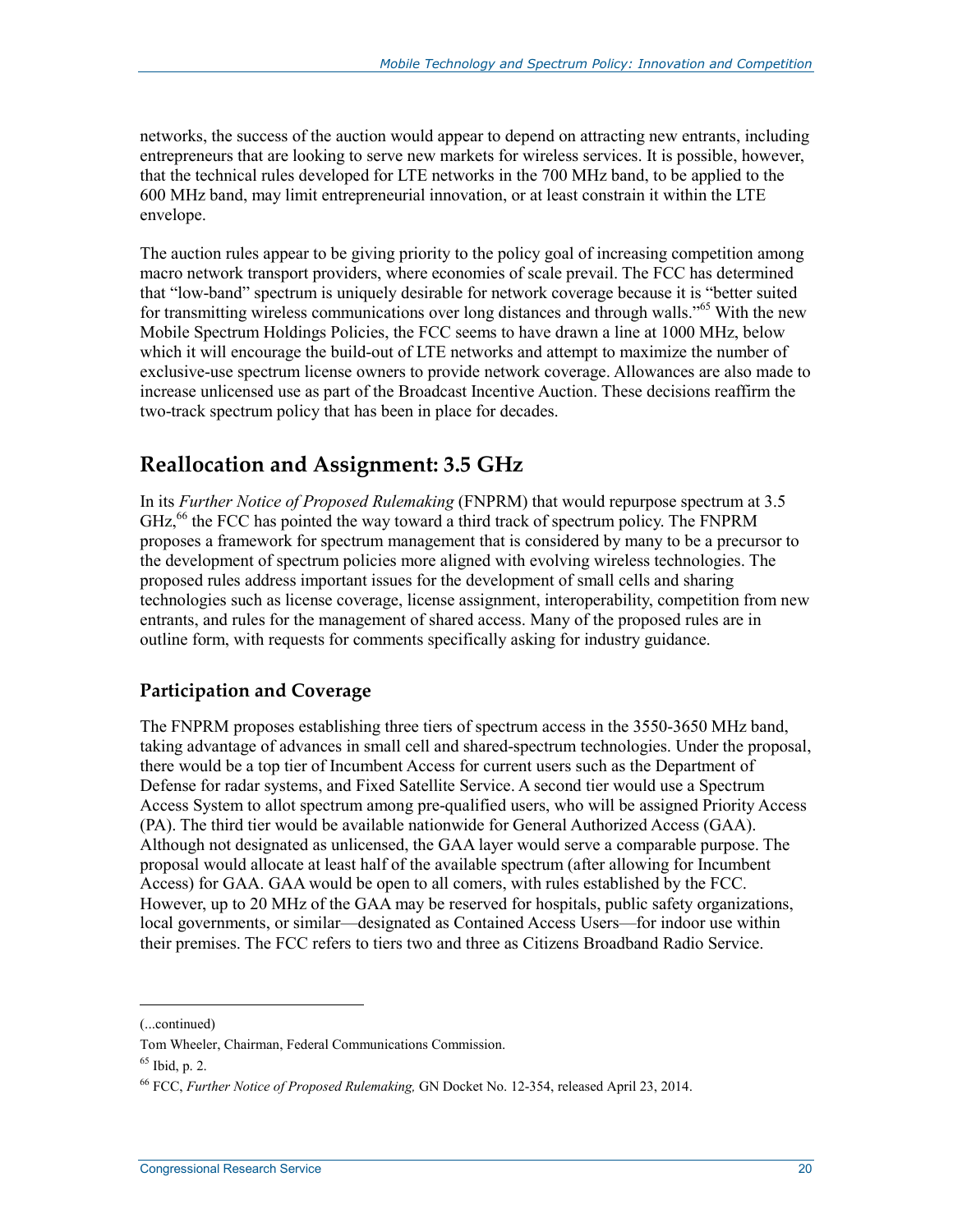networks, the success of the auction would appear to depend on attracting new entrants, including entrepreneurs that are looking to serve new markets for wireless services. It is possible, however, that the technical rules developed for LTE networks in the 700 MHz band, to be applied to the 600 MHz band, may limit entrepreneurial innovation, or at least constrain it within the LTE envelope.

The auction rules appear to be giving priority to the policy goal of increasing competition among macro network transport providers, where economies of scale prevail. The FCC has determined that "low-band" spectrum is uniquely desirable for network coverage because it is "better suited for transmitting wireless communications over long distances and through walls."[65] With the new Mobile Spectrum Holdings Policies, the FCC seems to have drawn a line at 1000 MHz, below which it will encourage the build-out of LTE networks and attempt to maximize the number of exclusive-use spectrum license owners to provide network coverage. Allowances are also made to increase unlicensed use as part of the Broadcast Incentive Auction. These decisions reaffirm the two-track spectrum policy that has been in place for decades.

## Reallocation and Assignment: 3.5 GHz

In its *Further Notice of Proposed Rulemaking* (FNPRM) that would repurpose spectrum at 3.5 GHz,[66] the FCC has pointed the way toward a third track of spectrum policy. The FNPRM proposes a framework for spectrum management that is considered by many to be a precursor to the development of spectrum policies more aligned with evolving wireless technologies. The proposed rules address important issues for the development of small cells and sharing technologies such as license coverage, license assignment, interoperability, competition from new entrants, and rules for the management of shared access. Many of the proposed rules are in outline form, with requests for comments specifically asking for industry guidance.

### Participation and Coverage

The FNPRM proposes establishing three tiers of spectrum access in the 3550-3650 MHz band, taking advantage of advances in small cell and shared-spectrum technologies. Under the proposal, there would be a top tier of Incumbent Access for current users such as the Department of Defense for radar systems, and Fixed Satellite Service. A second tier would use a Spectrum Access System to allot spectrum among pre-qualified users, who will be assigned Priority Access (PA). The third tier would be available nationwide for General Authorized Access (GAA). Although not designated as unlicensed, the GAA layer would serve a comparable purpose. The proposal would allocate at least half of the available spectrum (after allowing for Incumbent Access) for GAA. GAA would be open to all comers, with rules established by the FCC. However, up to 20 MHz of the GAA may be reserved for hospitals, public safety organizations, local governments, or similar—designated as Contained Access Users—for indoor use within their premises. The FCC refers to tiers two and three as Citizens Broadband Radio Service.

---

(...continued)

Tom Wheeler, Chairman, Federal Communications Commission.

[65] Ibid, p. 2.

[66] FCC, *Further Notice of Proposed Rulemaking,* GN Docket No. 12-354, released April 23, 2014.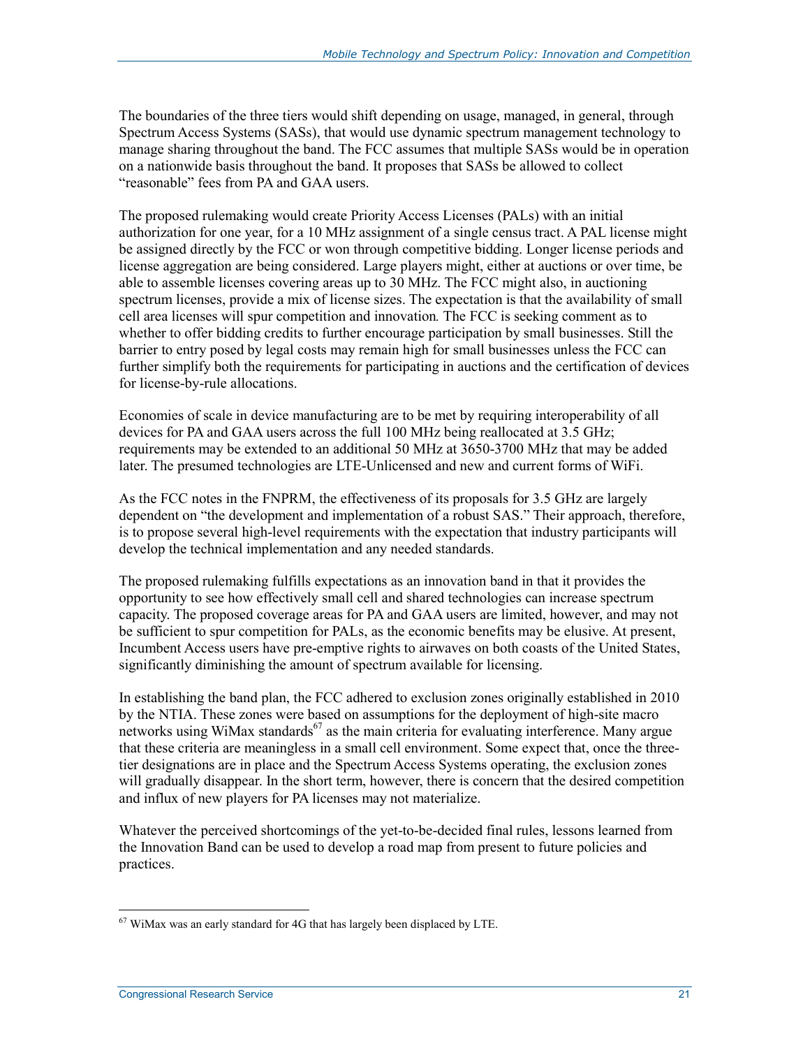The boundaries of the three tiers would shift depending on usage, managed, in general, through Spectrum Access Systems (SASs), that would use dynamic spectrum management technology to manage sharing throughout the band. The FCC assumes that multiple SASs would be in operation on a nationwide basis throughout the band. It proposes that SASs be allowed to collect "reasonable" fees from PA and GAA users.

The proposed rulemaking would create Priority Access Licenses (PALs) with an initial authorization for one year, for a 10 MHz assignment of a single census tract. A PAL license might be assigned directly by the FCC or won through competitive bidding. Longer license periods and license aggregation are being considered. Large players might, either at auctions or over time, be able to assemble licenses covering areas up to 30 MHz. The FCC might also, in auctioning spectrum licenses, provide a mix of license sizes. The expectation is that the availability of small cell area licenses will spur competition and innovation*.* The FCC is seeking comment as to whether to offer bidding credits to further encourage participation by small businesses. Still the barrier to entry posed by legal costs may remain high for small businesses unless the FCC can further simplify both the requirements for participating in auctions and the certification of devices for license-by-rule allocations.

Economies of scale in device manufacturing are to be met by requiring interoperability of all devices for PA and GAA users across the full 100 MHz being reallocated at 3.5 GHz; requirements may be extended to an additional 50 MHz at 3650-3700 MHz that may be added later. The presumed technologies are LTE-Unlicensed and new and current forms of WiFi.

As the FCC notes in the FNPRM, the effectiveness of its proposals for 3.5 GHz are largely dependent on "the development and implementation of a robust SAS." Their approach, therefore, is to propose several high-level requirements with the expectation that industry participants will develop the technical implementation and any needed standards.

The proposed rulemaking fulfills expectations as an innovation band in that it provides the opportunity to see how effectively small cell and shared technologies can increase spectrum capacity. The proposed coverage areas for PA and GAA users are limited, however, and may not be sufficient to spur competition for PALs, as the economic benefits may be elusive. At present, Incumbent Access users have pre-emptive rights to airwaves on both coasts of the United States, significantly diminishing the amount of spectrum available for licensing.

In establishing the band plan, the FCC adhered to exclusion zones originally established in 2010 by the NTIA. These zones were based on assumptions for the deployment of high-site macro networks using WiMax standards[67] as the main criteria for evaluating interference. Many argue that these criteria are meaningless in a small cell environment. Some expect that, once the three-tier designations are in place and the Spectrum Access Systems operating, the exclusion zones will gradually disappear. In the short term, however, there is concern that the desired competition and influx of new players for PA licenses may not materialize.

Whatever the perceived shortcomings of the yet-to-be-decided final rules, lessons learned from the Innovation Band can be used to develop a road map from present to future policies and practices.

---

[67] WiMax was an early standard for 4G that has largely been displaced by LTE.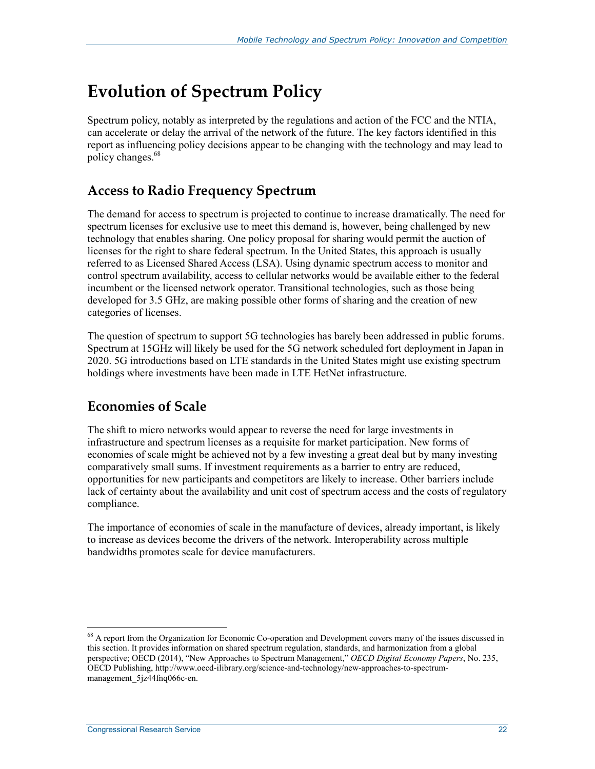# Evolution of Spectrum Policy

Spectrum policy, notably as interpreted by the regulations and action of the FCC and the NTIA, can accelerate or delay the arrival of the network of the future. The key factors identified in this report as influencing policy decisions appear to be changing with the technology and may lead to policy changes.[68]

## Access to Radio Frequency Spectrum

The demand for access to spectrum is projected to continue to increase dramatically. The need for spectrum licenses for exclusive use to meet this demand is, however, being challenged by new technology that enables sharing. One policy proposal for sharing would permit the auction of licenses for the right to share federal spectrum. In the United States, this approach is usually referred to as Licensed Shared Access (LSA). Using dynamic spectrum access to monitor and control spectrum availability, access to cellular networks would be available either to the federal incumbent or the licensed network operator. Transitional technologies, such as those being developed for 3.5 GHz, are making possible other forms of sharing and the creation of new categories of licenses.

The question of spectrum to support 5G technologies has barely been addressed in public forums. Spectrum at 15GHz will likely be used for the 5G network scheduled fort deployment in Japan in 2020. 5G introductions based on LTE standards in the United States might use existing spectrum holdings where investments have been made in LTE HetNet infrastructure.

## Economies of Scale

The shift to micro networks would appear to reverse the need for large investments in infrastructure and spectrum licenses as a requisite for market participation. New forms of economies of scale might be achieved not by a few investing a great deal but by many investing comparatively small sums. If investment requirements as a barrier to entry are reduced, opportunities for new participants and competitors are likely to increase. Other barriers include lack of certainty about the availability and unit cost of spectrum access and the costs of regulatory compliance.

The importance of economies of scale in the manufacture of devices, already important, is likely to increase as devices become the drivers of the network. Interoperability across multiple bandwidths promotes scale for device manufacturers.

---

[68] A report from the Organization for Economic Co-operation and Development covers many of the issues discussed in this section. It provides information on shared spectrum regulation, standards, and harmonization from a global perspective; OECD (2014), "New Approaches to Spectrum Management," *OECD Digital Economy Papers*, No. 235, OECD Publishing, http://www.oecd-ilibrary.org/science-and-technology/new-approaches-to-spectrum-management_5jz44fnq066c-en.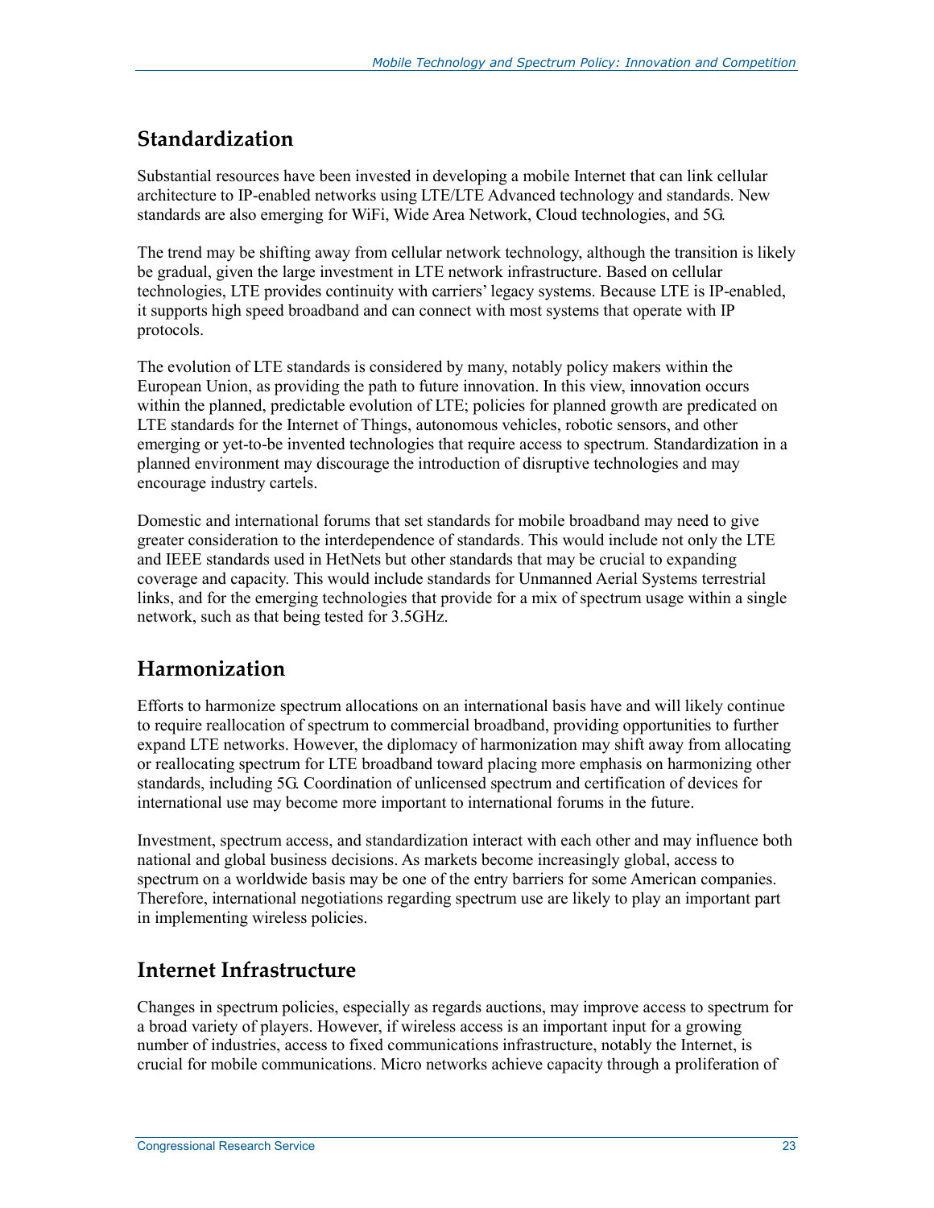## Standardization

Substantial resources have been invested in developing a mobile Internet that can link cellular architecture to IP-enabled networks using LTE/LTE Advanced technology and standards. New standards are also emerging for WiFi, Wide Area Network, Cloud technologies, and 5G.

The trend may be shifting away from cellular network technology, although the transition is likely be gradual, given the large investment in LTE network infrastructure. Based on cellular technologies, LTE provides continuity with carriers' legacy systems. Because LTE is IP-enabled, it supports high speed broadband and can connect with most systems that operate with IP protocols.

The evolution of LTE standards is considered by many, notably policy makers within the European Union, as providing the path to future innovation. In this view, innovation occurs within the planned, predictable evolution of LTE; policies for planned growth are predicated on LTE standards for the Internet of Things, autonomous vehicles, robotic sensors, and other emerging or yet-to-be invented technologies that require access to spectrum. Standardization in a planned environment may discourage the introduction of disruptive technologies and may encourage industry cartels.

Domestic and international forums that set standards for mobile broadband may need to give greater consideration to the interdependence of standards. This would include not only the LTE and IEEE standards used in HetNets but other standards that may be crucial to expanding coverage and capacity. This would include standards for Unmanned Aerial Systems terrestrial links, and for the emerging technologies that provide for a mix of spectrum usage within a single network, such as that being tested for 3.5GHz.

## Harmonization

Efforts to harmonize spectrum allocations on an international basis have and will likely continue to require reallocation of spectrum to commercial broadband, providing opportunities to further expand LTE networks. However, the diplomacy of harmonization may shift away from allocating or reallocating spectrum for LTE broadband toward placing more emphasis on harmonizing other standards, including 5G. Coordination of unlicensed spectrum and certification of devices for international use may become more important to international forums in the future.

Investment, spectrum access, and standardization interact with each other and may influence both national and global business decisions. As markets become increasingly global, access to spectrum on a worldwide basis may be one of the entry barriers for some American companies. Therefore, international negotiations regarding spectrum use are likely to play an important part in implementing wireless policies.

## Internet Infrastructure

Changes in spectrum policies, especially as regards auctions, may improve access to spectrum for a broad variety of players. However, if wireless access is an important input for a growing number of industries, access to fixed communications infrastructure, notably the Internet, is crucial for mobile communications. Micro networks achieve capacity through a proliferation of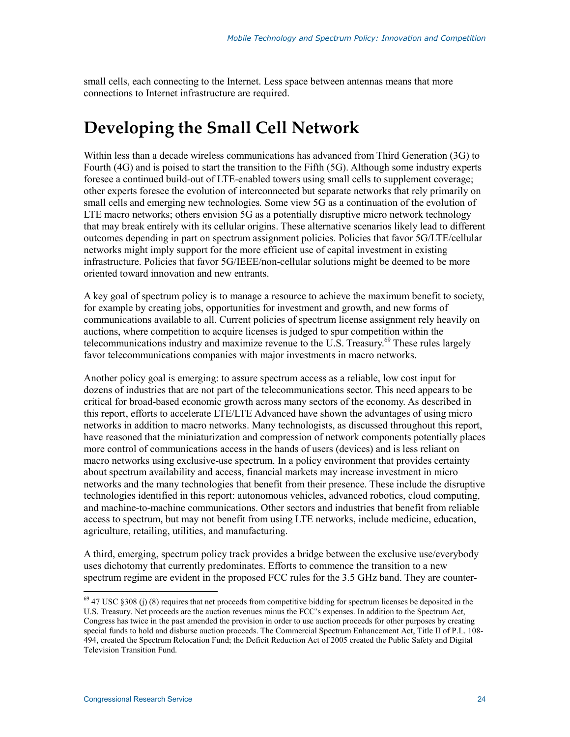small cells, each connecting to the Internet. Less space between antennas means that more connections to Internet infrastructure are required.

# Developing the Small Cell Network

Within less than a decade wireless communications has advanced from Third Generation (3G) to Fourth (4G) and is poised to start the transition to the Fifth (5G). Although some industry experts foresee a continued build-out of LTE-enabled towers using small cells to supplement coverage; other experts foresee the evolution of interconnected but separate networks that rely primarily on small cells and emerging new technologies. Some view 5G as a continuation of the evolution of LTE macro networks; others envision 5G as a potentially disruptive micro network technology that may break entirely with its cellular origins. These alternative scenarios likely lead to different outcomes depending in part on spectrum assignment policies. Policies that favor 5G/LTE/cellular networks might imply support for the more efficient use of capital investment in existing infrastructure. Policies that favor 5G/IEEE/non-cellular solutions might be deemed to be more oriented toward innovation and new entrants.

A key goal of spectrum policy is to manage a resource to achieve the maximum benefit to society, for example by creating jobs, opportunities for investment and growth, and new forms of communications available to all. Current policies of spectrum license assignment rely heavily on auctions, where competition to acquire licenses is judged to spur competition within the telecommunications industry and maximize revenue to the U.S. Treasury.[69] These rules largely favor telecommunications companies with major investments in macro networks.

Another policy goal is emerging: to assure spectrum access as a reliable, low cost input for dozens of industries that are not part of the telecommunications sector. This need appears to be critical for broad-based economic growth across many sectors of the economy. As described in this report, efforts to accelerate LTE/LTE Advanced have shown the advantages of using micro networks in addition to macro networks. Many technologists, as discussed throughout this report, have reasoned that the miniaturization and compression of network components potentially places more control of communications access in the hands of users (devices) and is less reliant on macro networks using exclusive-use spectrum. In a policy environment that provides certainty about spectrum availability and access, financial markets may increase investment in micro networks and the many technologies that benefit from their presence. These include the disruptive technologies identified in this report: autonomous vehicles, advanced robotics, cloud computing, and machine-to-machine communications. Other sectors and industries that benefit from reliable access to spectrum, but may not benefit from using LTE networks, include medicine, education, agriculture, retailing, utilities, and manufacturing.

A third, emerging, spectrum policy track provides a bridge between the exclusive use/everybody uses dichotomy that currently predominates. Efforts to commence the transition to a new spectrum regime are evident in the proposed FCC rules for the 3.5 GHz band. They are counter-

---

[69] 47 USC §308 (j) (8) requires that net proceeds from competitive bidding for spectrum licenses be deposited in the U.S. Treasury. Net proceeds are the auction revenues minus the FCC's expenses. In addition to the Spectrum Act, Congress has twice in the past amended the provision in order to use auction proceeds for other purposes by creating special funds to hold and disburse auction proceeds. The Commercial Spectrum Enhancement Act, Title II of P.L. 108-494, created the Spectrum Relocation Fund; the Deficit Reduction Act of 2005 created the Public Safety and Digital Television Transition Fund.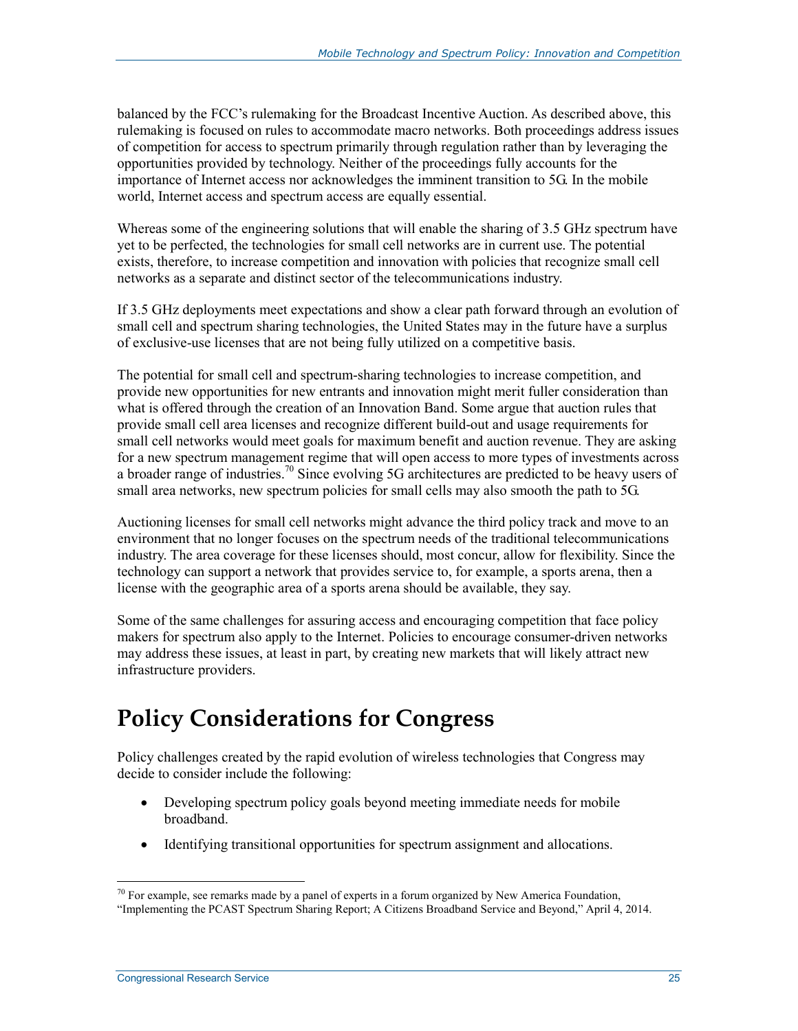balanced by the FCC's rulemaking for the Broadcast Incentive Auction. As described above, this rulemaking is focused on rules to accommodate macro networks. Both proceedings address issues of competition for access to spectrum primarily through regulation rather than by leveraging the opportunities provided by technology. Neither of the proceedings fully accounts for the importance of Internet access nor acknowledges the imminent transition to 5G. In the mobile world, Internet access and spectrum access are equally essential.

Whereas some of the engineering solutions that will enable the sharing of 3.5 GHz spectrum have yet to be perfected, the technologies for small cell networks are in current use. The potential exists, therefore, to increase competition and innovation with policies that recognize small cell networks as a separate and distinct sector of the telecommunications industry.

If 3.5 GHz deployments meet expectations and show a clear path forward through an evolution of small cell and spectrum sharing technologies, the United States may in the future have a surplus of exclusive-use licenses that are not being fully utilized on a competitive basis.

The potential for small cell and spectrum-sharing technologies to increase competition, and provide new opportunities for new entrants and innovation might merit fuller consideration than what is offered through the creation of an Innovation Band. Some argue that auction rules that provide small cell area licenses and recognize different build-out and usage requirements for small cell networks would meet goals for maximum benefit and auction revenue. They are asking for a new spectrum management regime that will open access to more types of investments across a broader range of industries.[70] Since evolving 5G architectures are predicted to be heavy users of small area networks, new spectrum policies for small cells may also smooth the path to 5G.

Auctioning licenses for small cell networks might advance the third policy track and move to an environment that no longer focuses on the spectrum needs of the traditional telecommunications industry. The area coverage for these licenses should, most concur, allow for flexibility. Since the technology can support a network that provides service to, for example, a sports arena, then a license with the geographic area of a sports arena should be available, they say.

Some of the same challenges for assuring access and encouraging competition that face policy makers for spectrum also apply to the Internet. Policies to encourage consumer-driven networks may address these issues, at least in part, by creating new markets that will likely attract new infrastructure providers.

# Policy Considerations for Congress

Policy challenges created by the rapid evolution of wireless technologies that Congress may decide to consider include the following:

- Developing spectrum policy goals beyond meeting immediate needs for mobile broadband.
- Identifying transitional opportunities for spectrum assignment and allocations.

[70] For example, see remarks made by a panel of experts in a forum organized by New America Foundation, "Implementing the PCAST Spectrum Sharing Report; A Citizens Broadband Service and Beyond," April 4, 2014.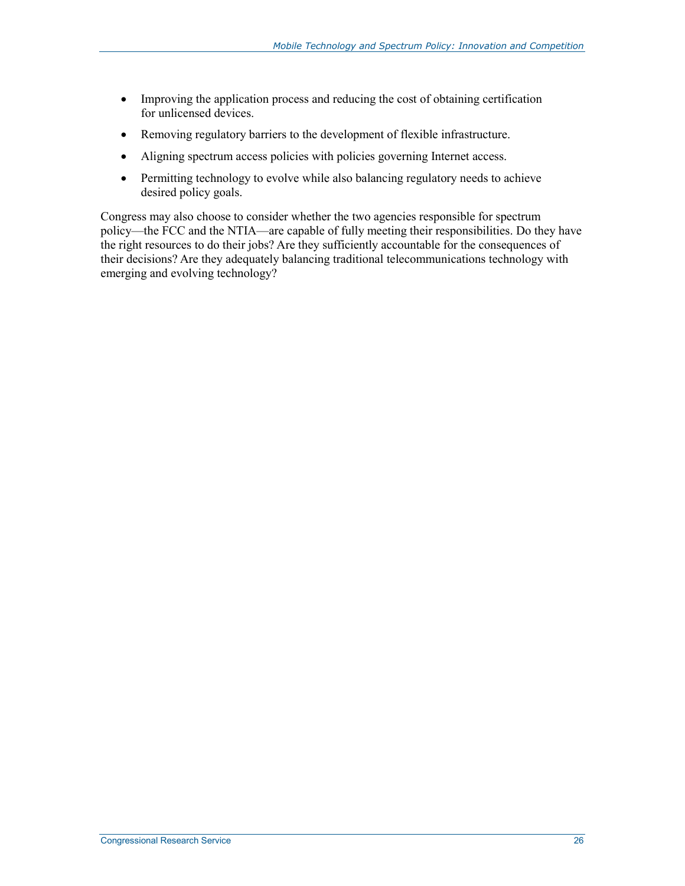- Improving the application process and reducing the cost of obtaining certification for unlicensed devices.
- Removing regulatory barriers to the development of flexible infrastructure.
- Aligning spectrum access policies with policies governing Internet access.
- Permitting technology to evolve while also balancing regulatory needs to achieve desired policy goals.

Congress may also choose to consider whether the two agencies responsible for spectrum policy—the FCC and the NTIA—are capable of fully meeting their responsibilities. Do they have the right resources to do their jobs? Are they sufficiently accountable for the consequences of their decisions? Are they adequately balancing traditional telecommunications technology with emerging and evolving technology?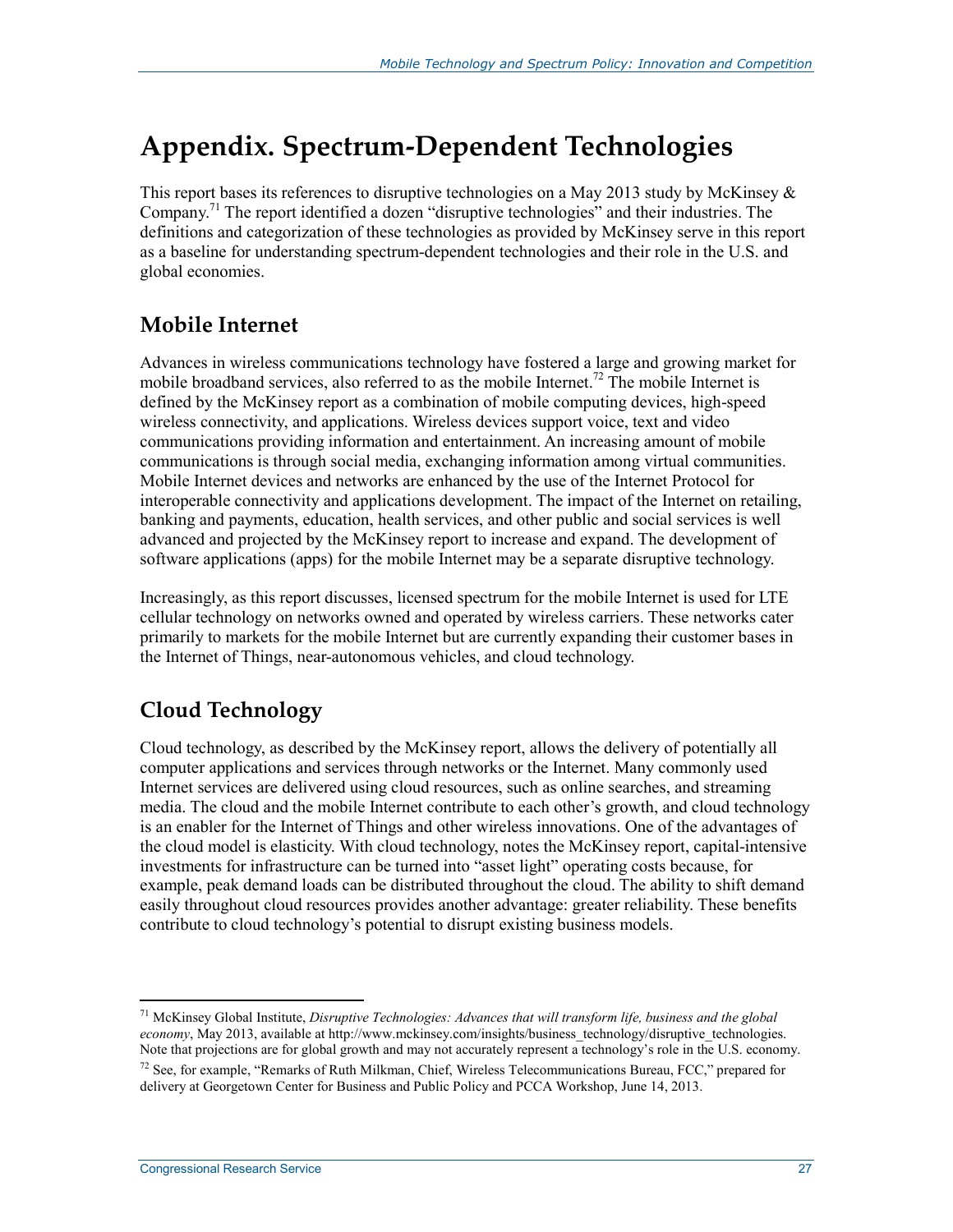# Appendix. Spectrum-Dependent Technologies

This report bases its references to disruptive technologies on a May 2013 study by McKinsey & Company.[71] The report identified a dozen "disruptive technologies" and their industries. The definitions and categorization of these technologies as provided by McKinsey serve in this report as a baseline for understanding spectrum-dependent technologies and their role in the U.S. and global economies.

## Mobile Internet

Advances in wireless communications technology have fostered a large and growing market for mobile broadband services, also referred to as the mobile Internet.[72] The mobile Internet is defined by the McKinsey report as a combination of mobile computing devices, high-speed wireless connectivity, and applications. Wireless devices support voice, text and video communications providing information and entertainment. An increasing amount of mobile communications is through social media, exchanging information among virtual communities. Mobile Internet devices and networks are enhanced by the use of the Internet Protocol for interoperable connectivity and applications development. The impact of the Internet on retailing, banking and payments, education, health services, and other public and social services is well advanced and projected by the McKinsey report to increase and expand. The development of software applications (apps) for the mobile Internet may be a separate disruptive technology.

Increasingly, as this report discusses, licensed spectrum for the mobile Internet is used for LTE cellular technology on networks owned and operated by wireless carriers. These networks cater primarily to markets for the mobile Internet but are currently expanding their customer bases in the Internet of Things, near-autonomous vehicles, and cloud technology.

## Cloud Technology

Cloud technology, as described by the McKinsey report, allows the delivery of potentially all computer applications and services through networks or the Internet. Many commonly used Internet services are delivered using cloud resources, such as online searches, and streaming media. The cloud and the mobile Internet contribute to each other's growth, and cloud technology is an enabler for the Internet of Things and other wireless innovations. One of the advantages of the cloud model is elasticity. With cloud technology, notes the McKinsey report, capital-intensive investments for infrastructure can be turned into "asset light" operating costs because, for example, peak demand loads can be distributed throughout the cloud. The ability to shift demand easily throughout cloud resources provides another advantage: greater reliability. These benefits contribute to cloud technology's potential to disrupt existing business models.

---

[71] McKinsey Global Institute, *Disruptive Technologies: Advances that will transform life, business and the global economy*, May 2013, available at http://www.mckinsey.com/insights/business_technology/disruptive_technologies. Note that projections are for global growth and may not accurately represent a technology's role in the U.S. economy.

[72] See, for example, "Remarks of Ruth Milkman, Chief, Wireless Telecommunications Bureau, FCC," prepared for delivery at Georgetown Center for Business and Public Policy and PCCA Workshop, June 14, 2013.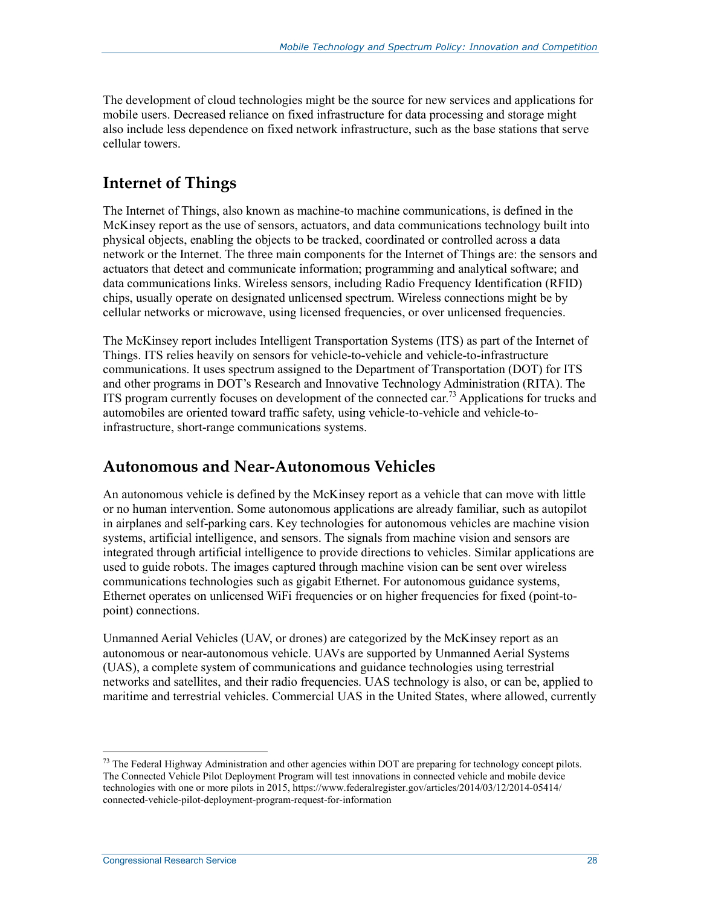The development of cloud technologies might be the source for new services and applications for mobile users. Decreased reliance on fixed infrastructure for data processing and storage might also include less dependence on fixed network infrastructure, such as the base stations that serve cellular towers.

## Internet of Things

The Internet of Things, also known as machine-to machine communications, is defined in the McKinsey report as the use of sensors, actuators, and data communications technology built into physical objects, enabling the objects to be tracked, coordinated or controlled across a data network or the Internet. The three main components for the Internet of Things are: the sensors and actuators that detect and communicate information; programming and analytical software; and data communications links. Wireless sensors, including Radio Frequency Identification (RFID) chips, usually operate on designated unlicensed spectrum. Wireless connections might be by cellular networks or microwave, using licensed frequencies, or over unlicensed frequencies.

The McKinsey report includes Intelligent Transportation Systems (ITS) as part of the Internet of Things. ITS relies heavily on sensors for vehicle-to-vehicle and vehicle-to-infrastructure communications. It uses spectrum assigned to the Department of Transportation (DOT) for ITS and other programs in DOT's Research and Innovative Technology Administration (RITA). The ITS program currently focuses on development of the connected car.[73] Applications for trucks and automobiles are oriented toward traffic safety, using vehicle-to-vehicle and vehicle-to-infrastructure, short-range communications systems.

## Autonomous and Near-Autonomous Vehicles

An autonomous vehicle is defined by the McKinsey report as a vehicle that can move with little or no human intervention. Some autonomous applications are already familiar, such as autopilot in airplanes and self-parking cars. Key technologies for autonomous vehicles are machine vision systems, artificial intelligence, and sensors. The signals from machine vision and sensors are integrated through artificial intelligence to provide directions to vehicles. Similar applications are used to guide robots. The images captured through machine vision can be sent over wireless communications technologies such as gigabit Ethernet. For autonomous guidance systems, Ethernet operates on unlicensed WiFi frequencies or on higher frequencies for fixed (point-to-point) connections.

Unmanned Aerial Vehicles (UAV, or drones) are categorized by the McKinsey report as an autonomous or near-autonomous vehicle. UAVs are supported by Unmanned Aerial Systems (UAS), a complete system of communications and guidance technologies using terrestrial networks and satellites, and their radio frequencies. UAS technology is also, or can be, applied to maritime and terrestrial vehicles. Commercial UAS in the United States, where allowed, currently

[73] The Federal Highway Administration and other agencies within DOT are preparing for technology concept pilots. The Connected Vehicle Pilot Deployment Program will test innovations in connected vehicle and mobile device technologies with one or more pilots in 2015, https://www.federalregister.gov/articles/2014/03/12/2014-05414/connected-vehicle-pilot-deployment-program-request-for-information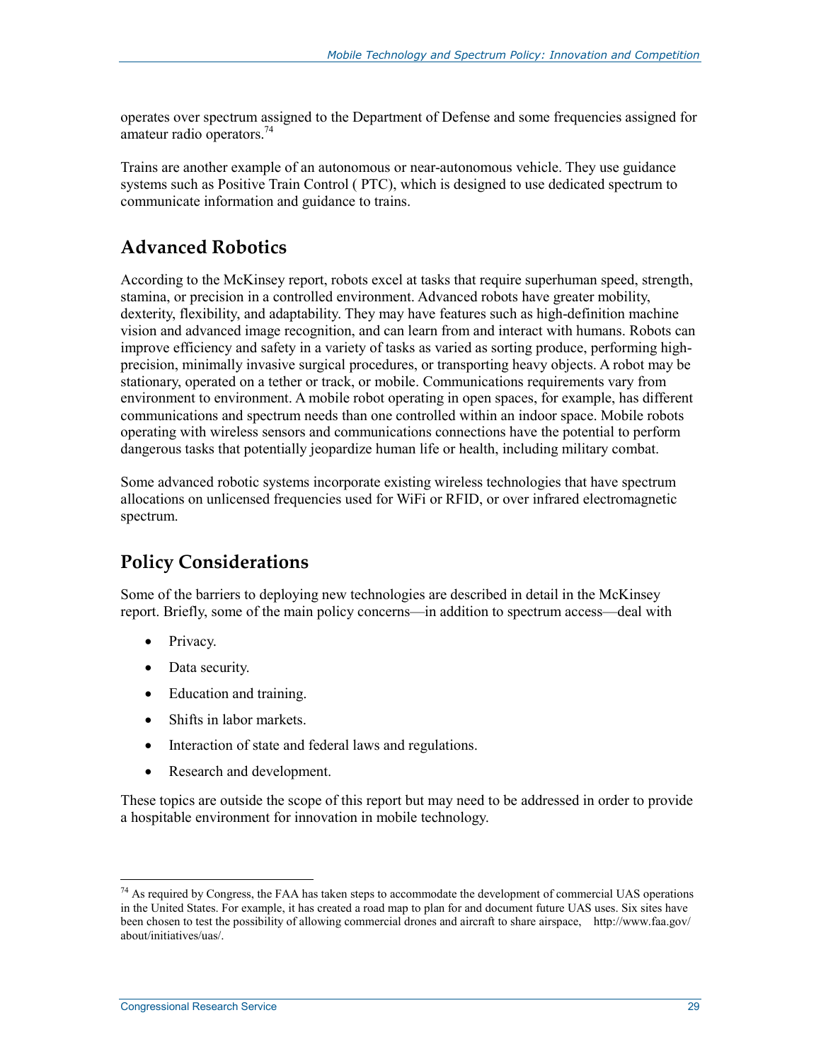operates over spectrum assigned to the Department of Defense and some frequencies assigned for amateur radio operators.[74]

Trains are another example of an autonomous or near-autonomous vehicle. They use guidance systems such as Positive Train Control ( PTC), which is designed to use dedicated spectrum to communicate information and guidance to trains.

## Advanced Robotics

According to the McKinsey report, robots excel at tasks that require superhuman speed, strength, stamina, or precision in a controlled environment. Advanced robots have greater mobility, dexterity, flexibility, and adaptability. They may have features such as high-definition machine vision and advanced image recognition, and can learn from and interact with humans. Robots can improve efficiency and safety in a variety of tasks as varied as sorting produce, performing high-precision, minimally invasive surgical procedures, or transporting heavy objects. A robot may be stationary, operated on a tether or track, or mobile. Communications requirements vary from environment to environment. A mobile robot operating in open spaces, for example, has different communications and spectrum needs than one controlled within an indoor space. Mobile robots operating with wireless sensors and communications connections have the potential to perform dangerous tasks that potentially jeopardize human life or health, including military combat.

Some advanced robotic systems incorporate existing wireless technologies that have spectrum allocations on unlicensed frequencies used for WiFi or RFID, or over infrared electromagnetic spectrum.

## Policy Considerations

Some of the barriers to deploying new technologies are described in detail in the McKinsey report. Briefly, some of the main policy concerns—in addition to spectrum access—deal with

- Privacy.
- Data security.
- Education and training.
- Shifts in labor markets.
- Interaction of state and federal laws and regulations.
- Research and development.

These topics are outside the scope of this report but may need to be addressed in order to provide a hospitable environment for innovation in mobile technology.

---

[74] As required by Congress, the FAA has taken steps to accommodate the development of commercial UAS operations in the United States. For example, it has created a road map to plan for and document future UAS uses. Six sites have been chosen to test the possibility of allowing commercial drones and aircraft to share airspace, http://www.faa.gov/about/initiatives/uas/.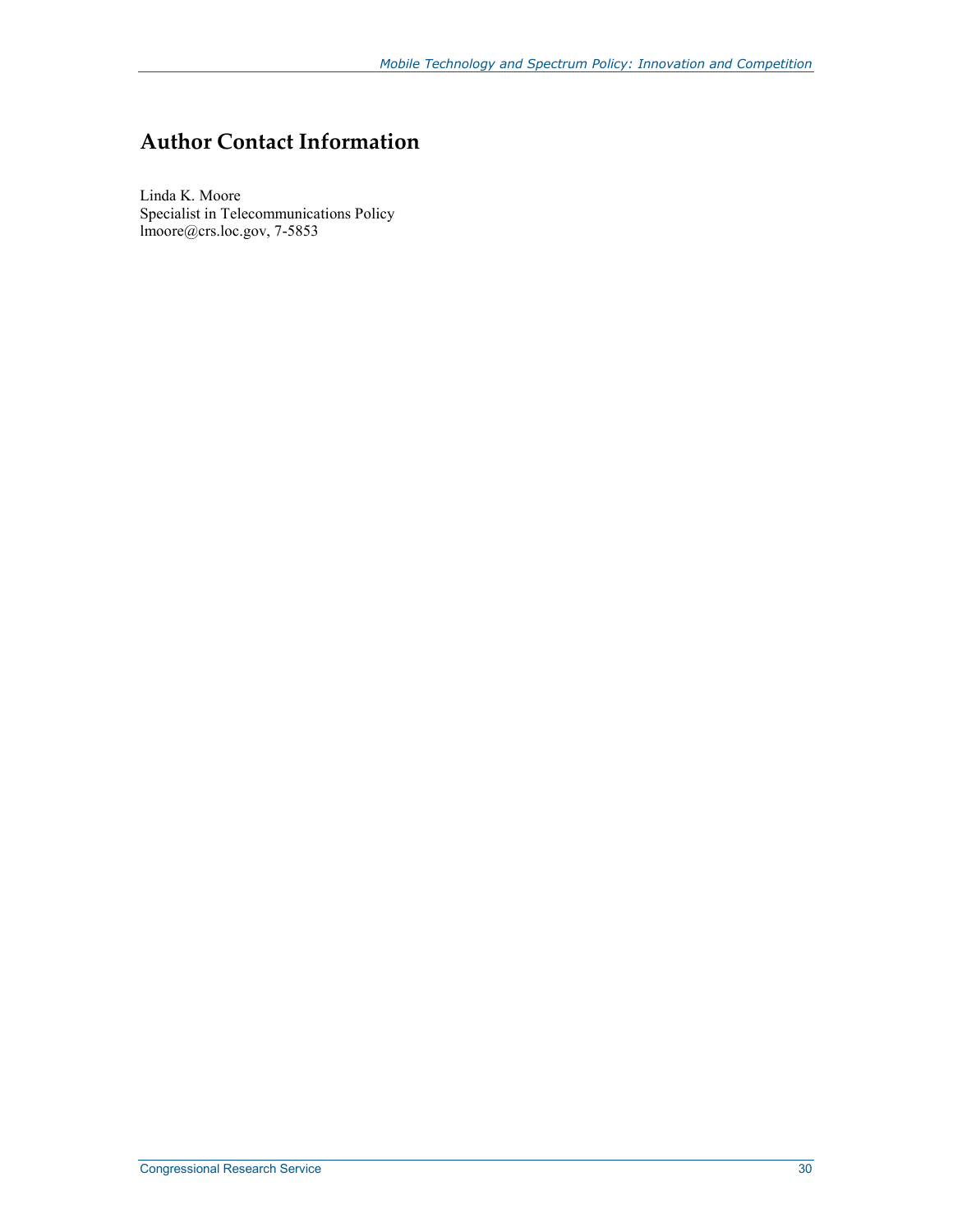## Author Contact Information

Linda K. Moore
Specialist in Telecommunications Policy
lmoore@crs.loc.gov, 7-5853